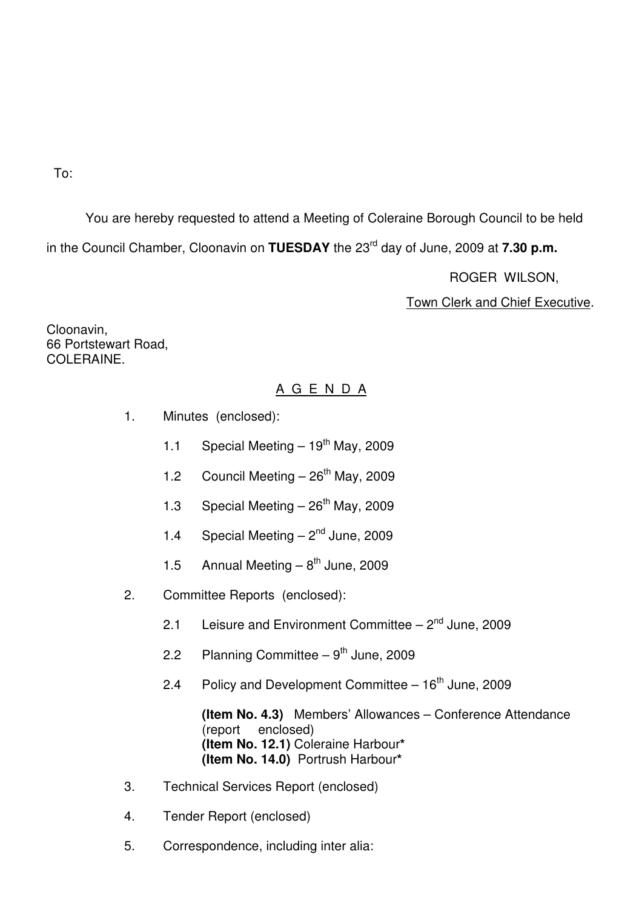To:

You are hereby requested to attend a Meeting of Coleraine Borough Council to be held in the Council Chamber, Cloonavin on **TUESDAY** the 23rd day of June, 2009 at **7.30 p.m.**

ROGER WILSON,

Town Clerk and Chief Executive.

Cloonavin,
66 Portstewart Road,
COLERAINE.

## A G E N D A

1. Minutes (enclosed):

   1.1 Special Meeting – 19th May, 2009

   1.2 Council Meeting – 26th May, 2009

   1.3 Special Meeting – 26th May, 2009

   1.4 Special Meeting – 2nd June, 2009

   1.5 Annual Meeting – 8th June, 2009

2. Committee Reports (enclosed):

   2.1 Leisure and Environment Committee – 2nd June, 2009

   2.2 Planning Committee – 9th June, 2009

   2.4 Policy and Development Committee – 16th June, 2009

   **(Item No. 4.3)** Members' Allowances – Conference Attendance (report enclosed)
   **(Item No. 12.1)** Coleraine Harbour**\***
   **(Item No. 14.0)** Portrush Harbour**\***

3. Technical Services Report (enclosed)

4. Tender Report (enclosed)

5. Correspondence, including inter alia: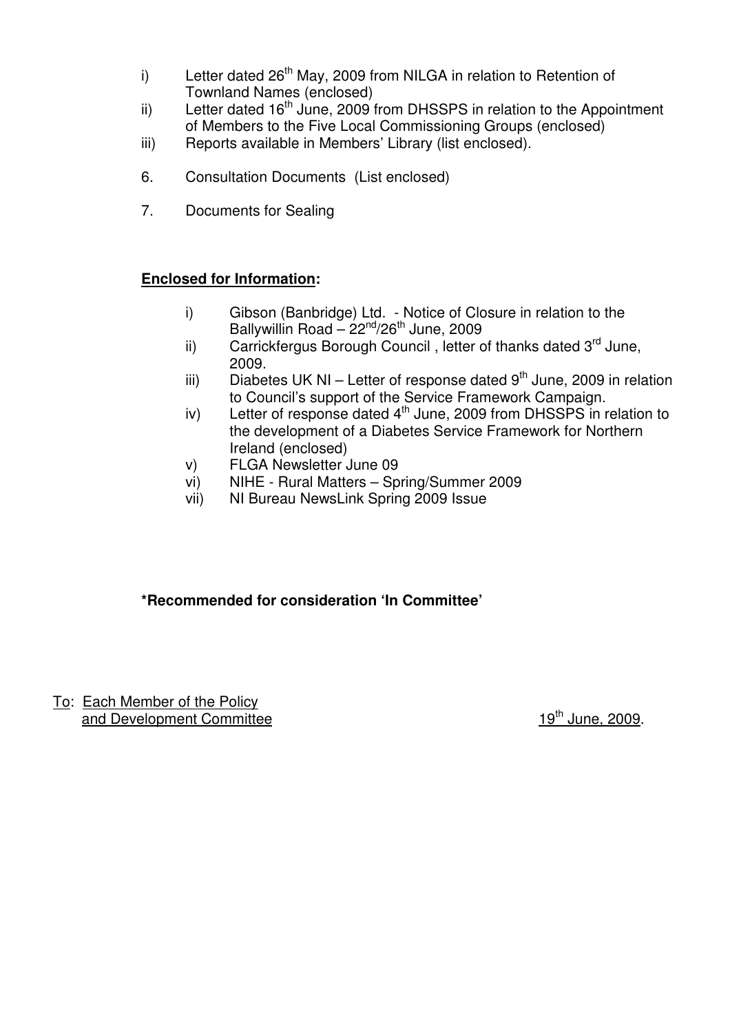i) Letter dated 26th May, 2009 from NILGA in relation to Retention of Townland Names (enclosed)
ii) Letter dated 16th June, 2009 from DHSSPS in relation to the Appointment of Members to the Five Local Commissioning Groups (enclosed)
iii) Reports available in Members' Library (list enclosed).

6. Consultation Documents (List enclosed)

7. Documents for Sealing

**Enclosed for Information:**

i) Gibson (Banbridge) Ltd. - Notice of Closure in relation to the Ballywillin Road – 22nd/26th June, 2009
ii) Carrickfergus Borough Council , letter of thanks dated 3rd June, 2009.
iii) Diabetes UK NI – Letter of response dated 9th June, 2009 in relation to Council's support of the Service Framework Campaign.
iv) Letter of response dated 4th June, 2009 from DHSSPS in relation to the development of a Diabetes Service Framework for Northern Ireland (enclosed)
v) FLGA Newsletter June 09
vi) NIHE - Rural Matters – Spring/Summer 2009
vii) NI Bureau NewsLink Spring 2009 Issue

**\*Recommended for consideration 'In Committee'**

To: Each Member of the Policy and Development Committee

19th June, 2009.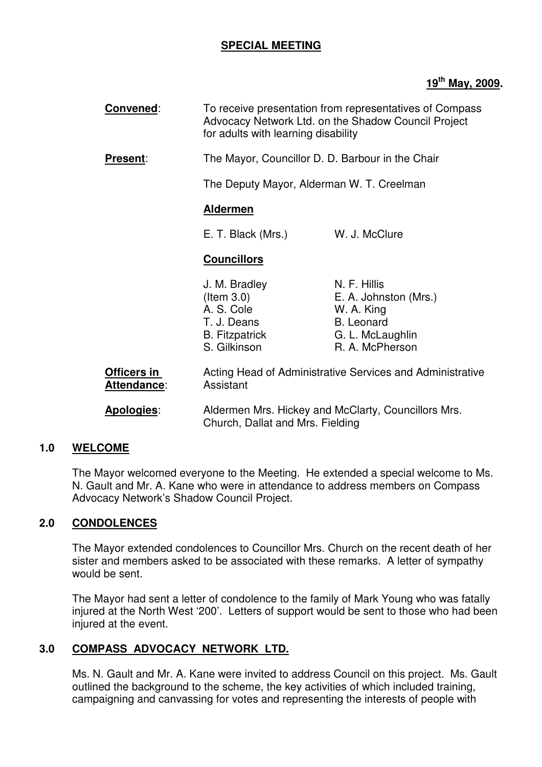**SPECIAL MEETING**

**19th May, 2009.**

**Convened**: To receive presentation from representatives of Compass Advocacy Network Ltd. on the Shadow Council Project for adults with learning disability

**Present**: The Mayor, Councillor D. D. Barbour in the Chair

The Deputy Mayor, Alderman W. T. Creelman

**Aldermen**

| | |
|---|---|
| E. T. Black (Mrs.) | W. J. McClure |

**Councillors**

| | |
|---|---|
| J. M. Bradley (Item 3.0) | N. F. Hillis |
| A. S. Cole | E. A. Johnston (Mrs.) |
| T. J. Deans | W. A. King |
| B. Fitzpatrick | B. Leonard |
| S. Gilkinson | G. L. McLaughlin |
| | R. A. McPherson |

**Officers in Attendance**: Acting Head of Administrative Services and Administrative Assistant

**Apologies**: Aldermen Mrs. Hickey and McClarty, Councillors Mrs. Church, Dallat and Mrs. Fielding

## 1.0 WELCOME

The Mayor welcomed everyone to the Meeting. He extended a special welcome to Ms. N. Gault and Mr. A. Kane who were in attendance to address members on Compass Advocacy Network's Shadow Council Project.

## 2.0 CONDOLENCES

The Mayor extended condolences to Councillor Mrs. Church on the recent death of her sister and members asked to be associated with these remarks. A letter of sympathy would be sent.

The Mayor had sent a letter of condolence to the family of Mark Young who was fatally injured at the North West '200'. Letters of support would be sent to those who had been injured at the event.

## 3.0 COMPASS ADVOCACY NETWORK LTD.

Ms. N. Gault and Mr. A. Kane were invited to address Council on this project. Ms. Gault outlined the background to the scheme, the key activities of which included training, campaigning and canvassing for votes and representing the interests of people with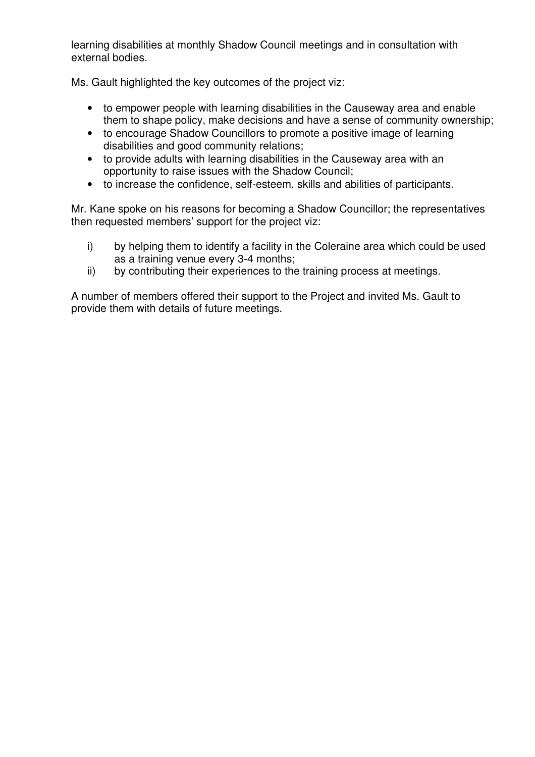learning disabilities at monthly Shadow Council meetings and in consultation with external bodies.

Ms. Gault highlighted the key outcomes of the project viz:

- to empower people with learning disabilities in the Causeway area and enable them to shape policy, make decisions and have a sense of community ownership;
- to encourage Shadow Councillors to promote a positive image of learning disabilities and good community relations;
- to provide adults with learning disabilities in the Causeway area with an opportunity to raise issues with the Shadow Council;
- to increase the confidence, self-esteem, skills and abilities of participants.

Mr. Kane spoke on his reasons for becoming a Shadow Councillor; the representatives then requested members' support for the project viz:

i) by helping them to identify a facility in the Coleraine area which could be used as a training venue every 3-4 months;

ii) by contributing their experiences to the training process at meetings.

A number of members offered their support to the Project and invited Ms. Gault to provide them with details of future meetings.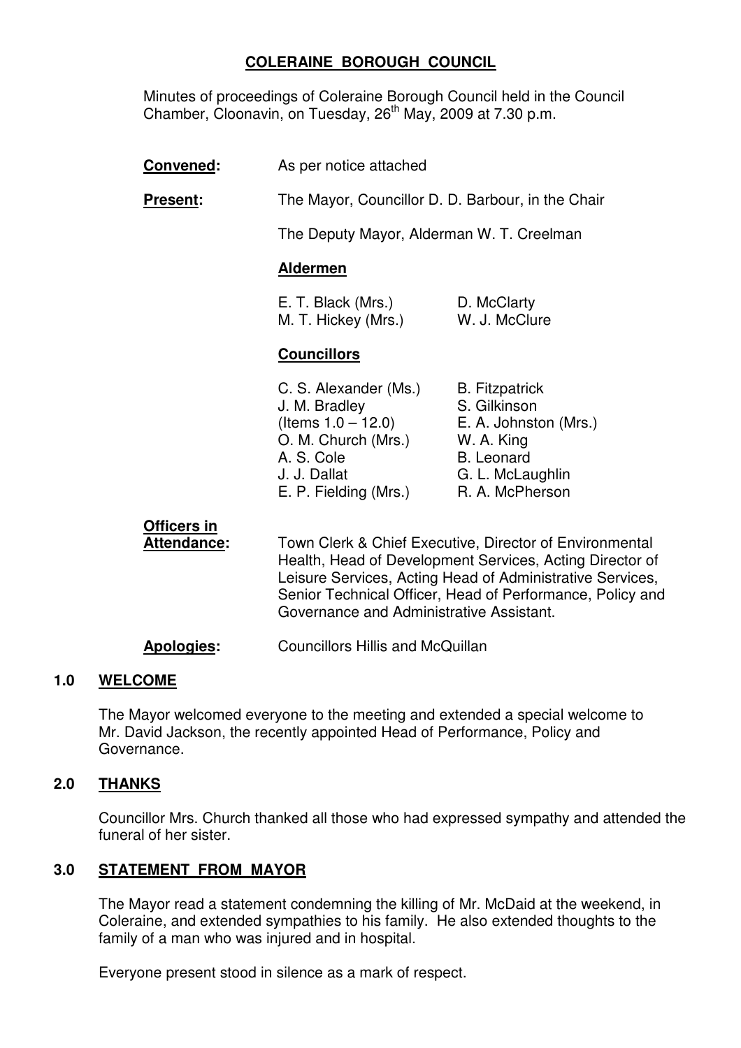# COLERAINE BOROUGH COUNCIL

Minutes of proceedings of Coleraine Borough Council held in the Council Chamber, Cloonavin, on Tuesday, 26th May, 2009 at 7.30 p.m.

**Convened:** As per notice attached

**Present:** The Mayor, Councillor D. D. Barbour, in the Chair

The Deputy Mayor, Alderman W. T. Creelman

**Aldermen**

| | |
|---|---|
| E. T. Black (Mrs.) | D. McClarty |
| M. T. Hickey (Mrs.) | W. J. McClure |

**Councillors**

| | |
|---|---|
| C. S. Alexander (Ms.) | B. Fitzpatrick |
| J. M. Bradley (Items 1.0 – 12.0) | S. Gilkinson |
| | E. A. Johnston (Mrs.) |
| O. M. Church (Mrs.) | W. A. King |
| A. S. Cole | B. Leonard |
| J. J. Dallat | G. L. McLaughlin |
| E. P. Fielding (Mrs.) | R. A. McPherson |

**Officers in Attendance:** Town Clerk & Chief Executive, Director of Environmental Health, Head of Development Services, Acting Director of Leisure Services, Acting Head of Administrative Services, Senior Technical Officer, Head of Performance, Policy and Governance and Administrative Assistant.

**Apologies:** Councillors Hillis and McQuillan

## 1.0 WELCOME

The Mayor welcomed everyone to the meeting and extended a special welcome to Mr. David Jackson, the recently appointed Head of Performance, Policy and Governance.

## 2.0 THANKS

Councillor Mrs. Church thanked all those who had expressed sympathy and attended the funeral of her sister.

## 3.0 STATEMENT FROM MAYOR

The Mayor read a statement condemning the killing of Mr. McDaid at the weekend, in Coleraine, and extended sympathies to his family. He also extended thoughts to the family of a man who was injured and in hospital.

Everyone present stood in silence as a mark of respect.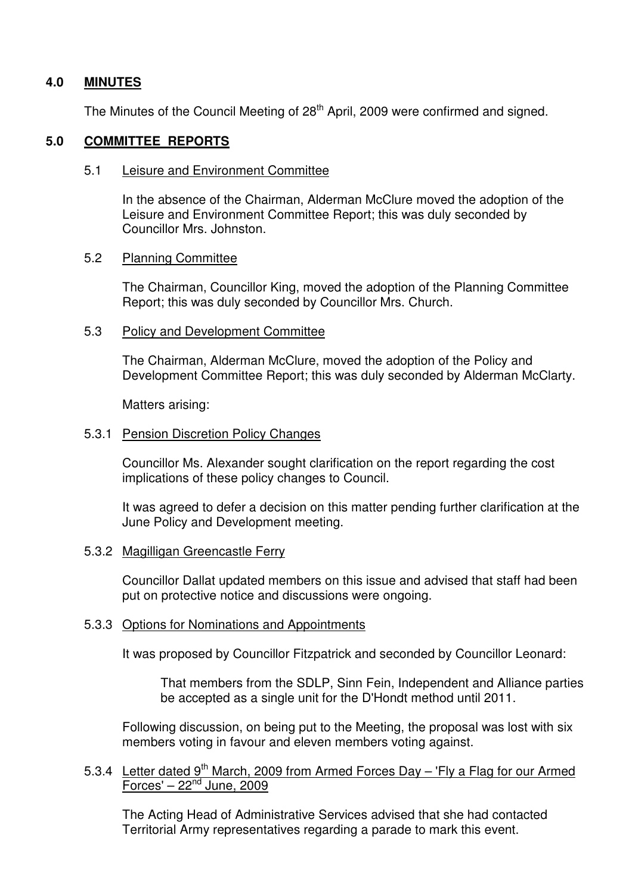## 4.0 MINUTES

The Minutes of the Council Meeting of 28th April, 2009 were confirmed and signed.

## 5.0 COMMITTEE REPORTS

### 5.1 Leisure and Environment Committee

In the absence of the Chairman, Alderman McClure moved the adoption of the Leisure and Environment Committee Report; this was duly seconded by Councillor Mrs. Johnston.

### 5.2 Planning Committee

The Chairman, Councillor King, moved the adoption of the Planning Committee Report; this was duly seconded by Councillor Mrs. Church.

### 5.3 Policy and Development Committee

The Chairman, Alderman McClure, moved the adoption of the Policy and Development Committee Report; this was duly seconded by Alderman McClarty.

Matters arising:

#### 5.3.1 Pension Discretion Policy Changes

Councillor Ms. Alexander sought clarification on the report regarding the cost implications of these policy changes to Council.

It was agreed to defer a decision on this matter pending further clarification at the June Policy and Development meeting.

#### 5.3.2 Magilligan Greencastle Ferry

Councillor Dallat updated members on this issue and advised that staff had been put on protective notice and discussions were ongoing.

#### 5.3.3 Options for Nominations and Appointments

It was proposed by Councillor Fitzpatrick and seconded by Councillor Leonard:

> That members from the SDLP, Sinn Fein, Independent and Alliance parties be accepted as a single unit for the D'Hondt method until 2011.

Following discussion, on being put to the Meeting, the proposal was lost with six members voting in favour and eleven members voting against.

#### 5.3.4 Letter dated 9th March, 2009 from Armed Forces Day – 'Fly a Flag for our Armed Forces' – 22nd June, 2009

The Acting Head of Administrative Services advised that she had contacted Territorial Army representatives regarding a parade to mark this event.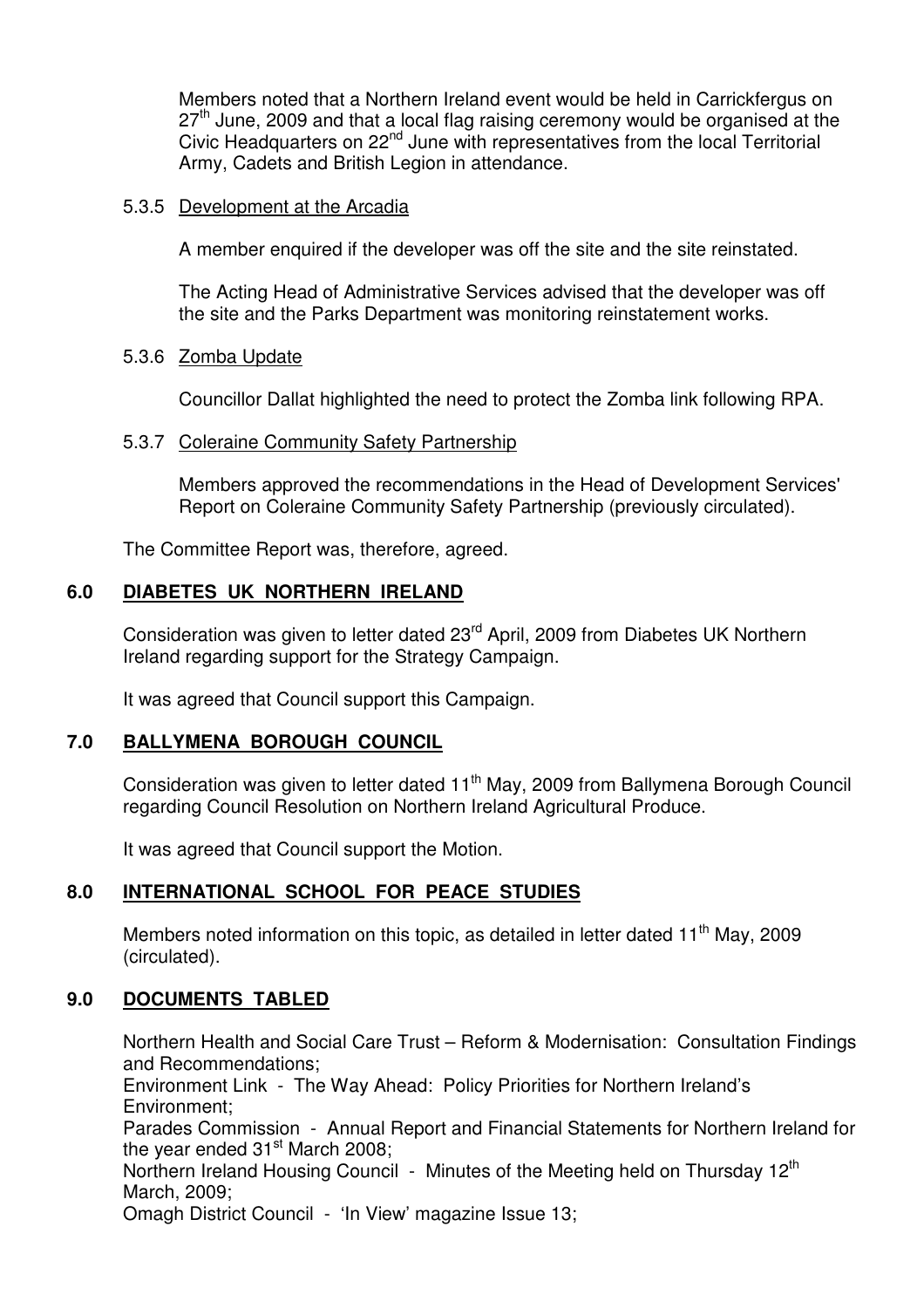Members noted that a Northern Ireland event would be held in Carrickfergus on 27th June, 2009 and that a local flag raising ceremony would be organised at the Civic Headquarters on 22nd June with representatives from the local Territorial Army, Cadets and British Legion in attendance.

5.3.5 Development at the Arcadia

A member enquired if the developer was off the site and the site reinstated.

The Acting Head of Administrative Services advised that the developer was off the site and the Parks Department was monitoring reinstatement works.

5.3.6 Zomba Update

Councillor Dallat highlighted the need to protect the Zomba link following RPA.

5.3.7 Coleraine Community Safety Partnership

Members approved the recommendations in the Head of Development Services' Report on Coleraine Community Safety Partnership (previously circulated).

The Committee Report was, therefore, agreed.

## 6.0 DIABETES UK NORTHERN IRELAND

Consideration was given to letter dated 23rd April, 2009 from Diabetes UK Northern Ireland regarding support for the Strategy Campaign.

It was agreed that Council support this Campaign.

## 7.0 BALLYMENA BOROUGH COUNCIL

Consideration was given to letter dated 11th May, 2009 from Ballymena Borough Council regarding Council Resolution on Northern Ireland Agricultural Produce.

It was agreed that Council support the Motion.

## 8.0 INTERNATIONAL SCHOOL FOR PEACE STUDIES

Members noted information on this topic, as detailed in letter dated 11th May, 2009 (circulated).

## 9.0 DOCUMENTS TABLED

Northern Health and Social Care Trust – Reform & Modernisation: Consultation Findings and Recommendations;
Environment Link - The Way Ahead: Policy Priorities for Northern Ireland's Environment;
Parades Commission - Annual Report and Financial Statements for Northern Ireland for the year ended 31st March 2008;
Northern Ireland Housing Council - Minutes of the Meeting held on Thursday 12th March, 2009;
Omagh District Council - 'In View' magazine Issue 13;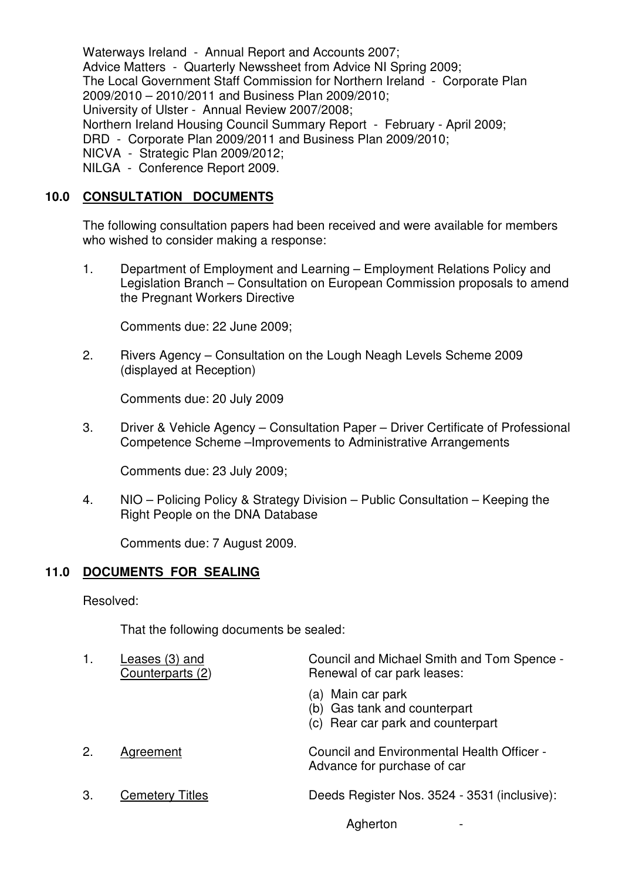Waterways Ireland - Annual Report and Accounts 2007;
Advice Matters - Quarterly Newssheet from Advice NI Spring 2009;
The Local Government Staff Commission for Northern Ireland - Corporate Plan 2009/2010 – 2010/2011 and Business Plan 2009/2010;
University of Ulster - Annual Review 2007/2008;
Northern Ireland Housing Council Summary Report - February - April 2009;
DRD - Corporate Plan 2009/2011 and Business Plan 2009/2010;
NICVA - Strategic Plan 2009/2012;
NILGA - Conference Report 2009.

## 10.0 CONSULTATION DOCUMENTS

The following consultation papers had been received and were available for members who wished to consider making a response:

1. Department of Employment and Learning – Employment Relations Policy and Legislation Branch – Consultation on European Commission proposals to amend the Pregnant Workers Directive

   Comments due: 22 June 2009;

2. Rivers Agency – Consultation on the Lough Neagh Levels Scheme 2009 (displayed at Reception)

   Comments due: 20 July 2009

3. Driver & Vehicle Agency – Consultation Paper – Driver Certificate of Professional Competence Scheme –Improvements to Administrative Arrangements

   Comments due: 23 July 2009;

4. NIO – Policing Policy & Strategy Division – Public Consultation – Keeping the Right People on the DNA Database

   Comments due: 7 August 2009.

## 11.0 DOCUMENTS FOR SEALING

Resolved:

That the following documents be sealed:

| | | |
|---|---|---|
| 1. | Leases (3) and Counterparts (2) | Council and Michael Smith and Tom Spence - Renewal of car park leases:<br>(a) Main car park<br>(b) Gas tank and counterpart<br>(c) Rear car park and counterpart |
| 2. | Agreement | Council and Environmental Health Officer - Advance for purchase of car |
| 3. | Cemetery Titles | Deeds Register Nos. 3524 - 3531 (inclusive):<br>Agherton - |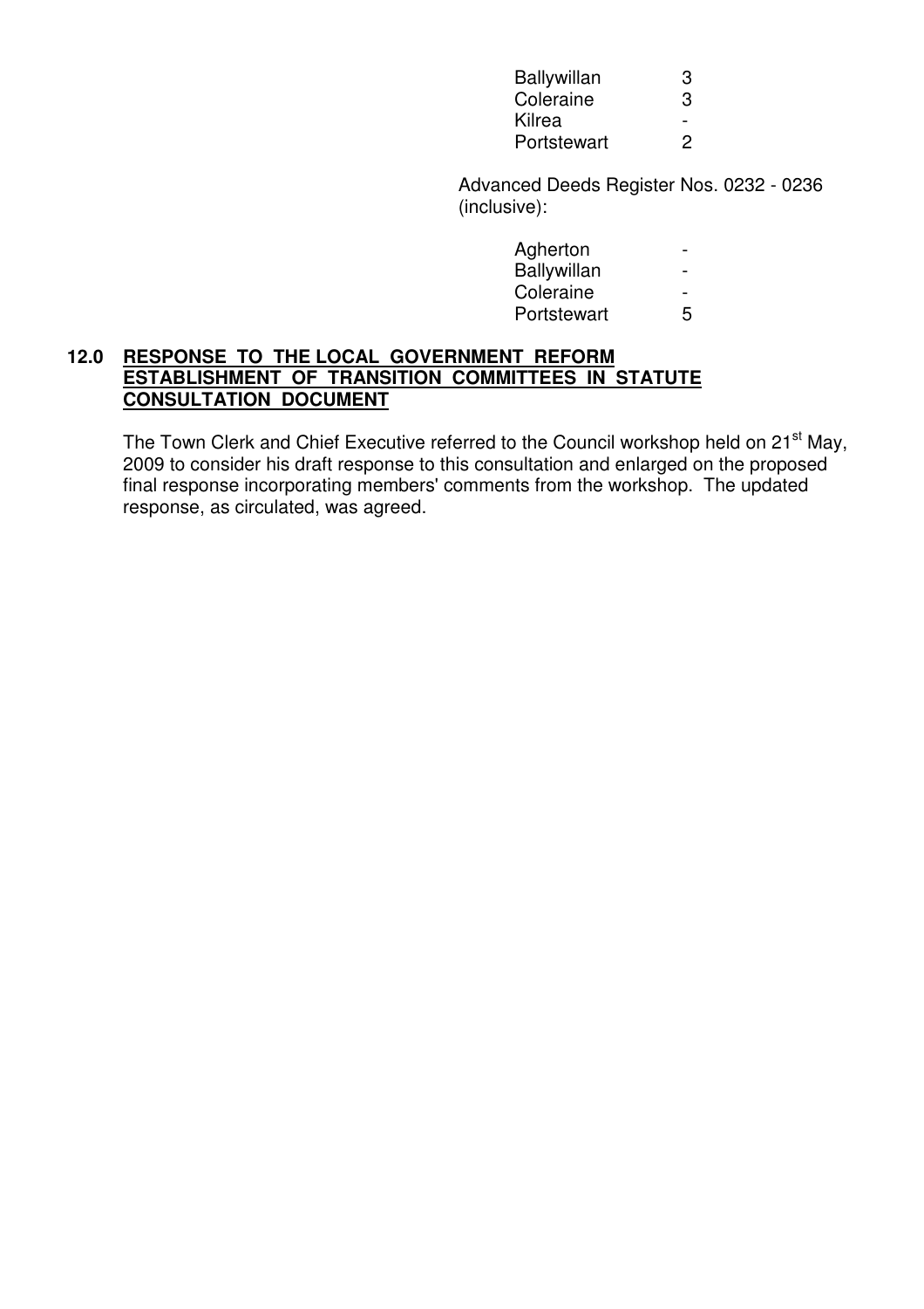| | |
|---|---|
| Ballywillan | 3 |
| Coleraine | 3 |
| Kilrea | - |
| Portstewart | 2 |

Advanced Deeds Register Nos. 0232 - 0236 (inclusive):

| | |
|---|---|
| Agherton | - |
| Ballywillan | - |
| Coleraine | - |
| Portstewart | 5 |

## 12.0 RESPONSE TO THE LOCAL GOVERNMENT REFORM ESTABLISHMENT OF TRANSITION COMMITTEES IN STATUTE CONSULTATION DOCUMENT

The Town Clerk and Chief Executive referred to the Council workshop held on 21st May, 2009 to consider his draft response to this consultation and enlarged on the proposed final response incorporating members' comments from the workshop. The updated response, as circulated, was agreed.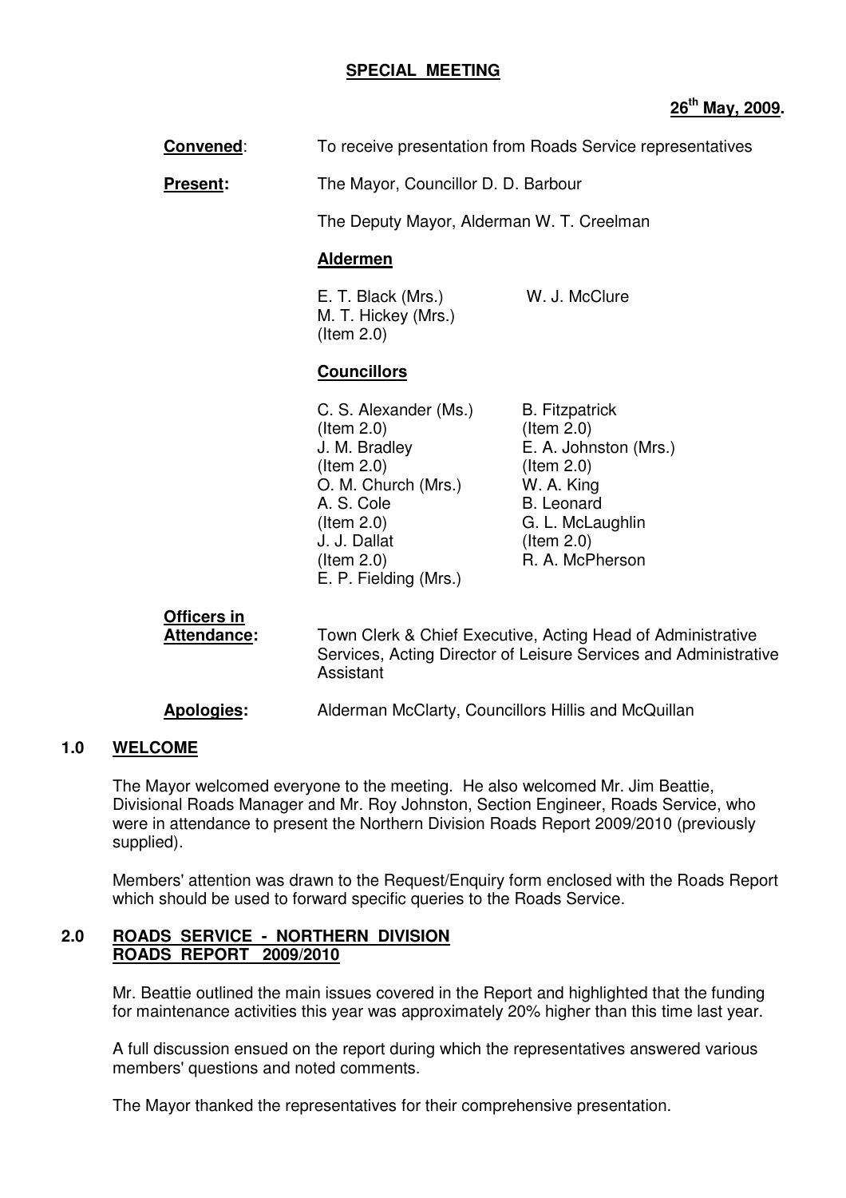# SPECIAL MEETING

**26th May, 2009.**

**Convened**: To receive presentation from Roads Service representatives

**Present:** The Mayor, Councillor D. D. Barbour

The Deputy Mayor, Alderman W. T. Creelman

**Aldermen**

E. T. Black (Mrs.)
M. T. Hickey (Mrs.) (Item 2.0)
W. J. McClure

**Councillors**

C. S. Alexander (Ms.) (Item 2.0)
J. M. Bradley (Item 2.0)
O. M. Church (Mrs.)
A. S. Cole (Item 2.0)
J. J. Dallat (Item 2.0)
E. P. Fielding (Mrs.)
B. Fitzpatrick (Item 2.0)
E. A. Johnston (Mrs.) (Item 2.0)
W. A. King
B. Leonard
G. L. McLaughlin (Item 2.0)
R. A. McPherson

**Officers in Attendance:** Town Clerk & Chief Executive, Acting Head of Administrative Services, Acting Director of Leisure Services and Administrative Assistant

**Apologies:** Alderman McClarty, Councillors Hillis and McQuillan

## 1.0 WELCOME

The Mayor welcomed everyone to the meeting. He also welcomed Mr. Jim Beattie, Divisional Roads Manager and Mr. Roy Johnston, Section Engineer, Roads Service, who were in attendance to present the Northern Division Roads Report 2009/2010 (previously supplied).

Members' attention was drawn to the Request/Enquiry form enclosed with the Roads Report which should be used to forward specific queries to the Roads Service.

## 2.0 ROADS SERVICE - NORTHERN DIVISION ROADS REPORT 2009/2010

Mr. Beattie outlined the main issues covered in the Report and highlighted that the funding for maintenance activities this year was approximately 20% higher than this time last year.

A full discussion ensued on the report during which the representatives answered various members' questions and noted comments.

The Mayor thanked the representatives for their comprehensive presentation.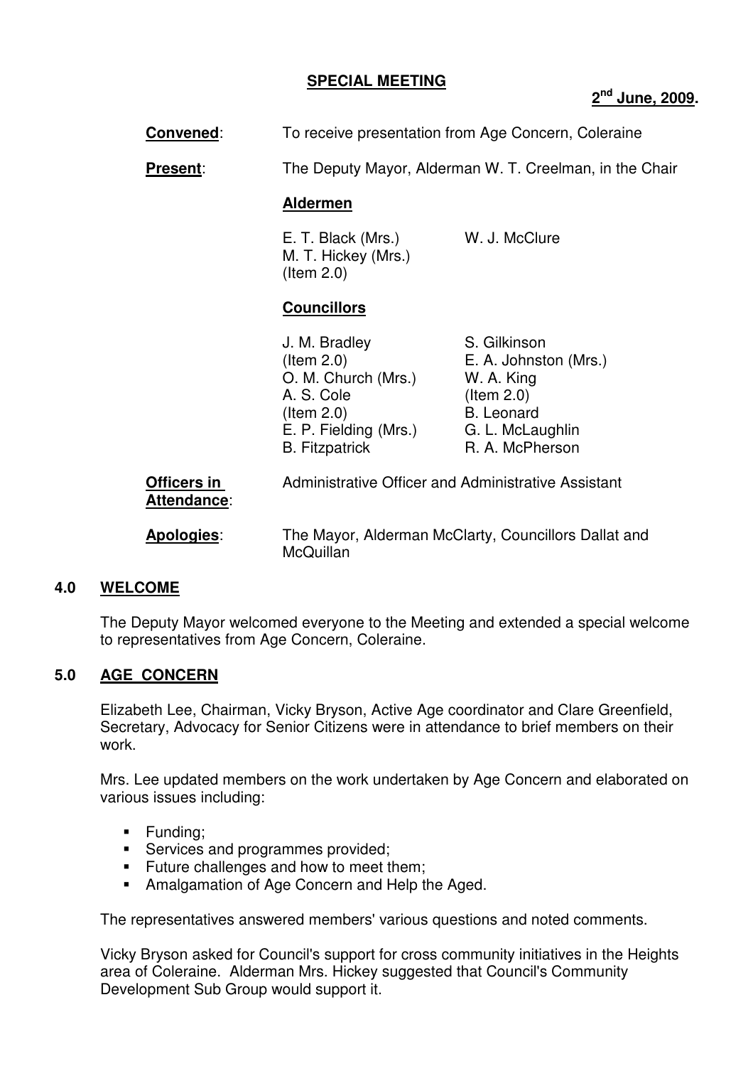**SPECIAL MEETING**

**2nd June, 2009.**

**Convened**: To receive presentation from Age Concern, Coleraine

**Present**: The Deputy Mayor, Alderman W. T. Creelman, in the Chair

**Aldermen**

E. T. Black (Mrs.)
M. T. Hickey (Mrs.) (Item 2.0)
W. J. McClure

**Councillors**

J. M. Bradley (Item 2.0)
O. M. Church (Mrs.)
A. S. Cole (Item 2.0)
E. P. Fielding (Mrs.)
B. Fitzpatrick
S. Gilkinson
E. A. Johnston (Mrs.)
W. A. King (Item 2.0)
B. Leonard
G. L. McLaughlin
R. A. McPherson

**Officers in Attendance**: Administrative Officer and Administrative Assistant

**Apologies**: The Mayor, Alderman McClarty, Councillors Dallat and McQuillan

## 4.0 WELCOME

The Deputy Mayor welcomed everyone to the Meeting and extended a special welcome to representatives from Age Concern, Coleraine.

## 5.0 AGE CONCERN

Elizabeth Lee, Chairman, Vicky Bryson, Active Age coordinator and Clare Greenfield, Secretary, Advocacy for Senior Citizens were in attendance to brief members on their work.

Mrs. Lee updated members on the work undertaken by Age Concern and elaborated on various issues including:

- Funding;
- Services and programmes provided;
- Future challenges and how to meet them;
- Amalgamation of Age Concern and Help the Aged.

The representatives answered members' various questions and noted comments.

Vicky Bryson asked for Council's support for cross community initiatives in the Heights area of Coleraine. Alderman Mrs. Hickey suggested that Council's Community Development Sub Group would support it.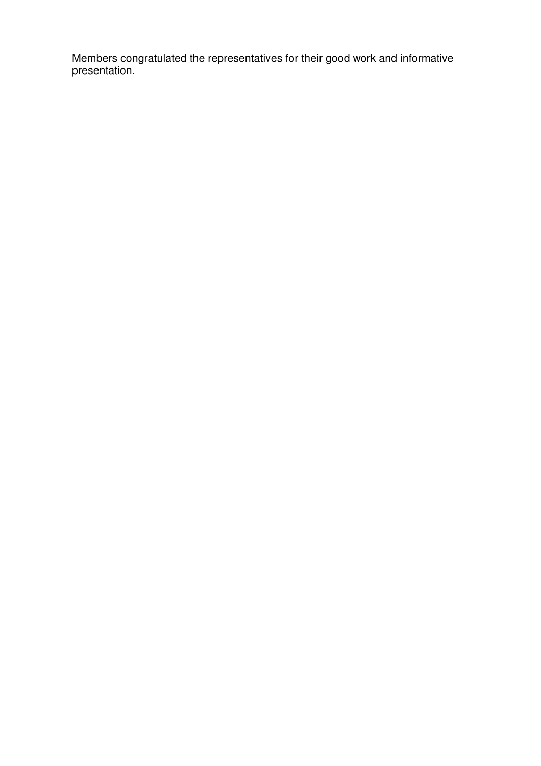Members congratulated the representatives for their good work and informative presentation.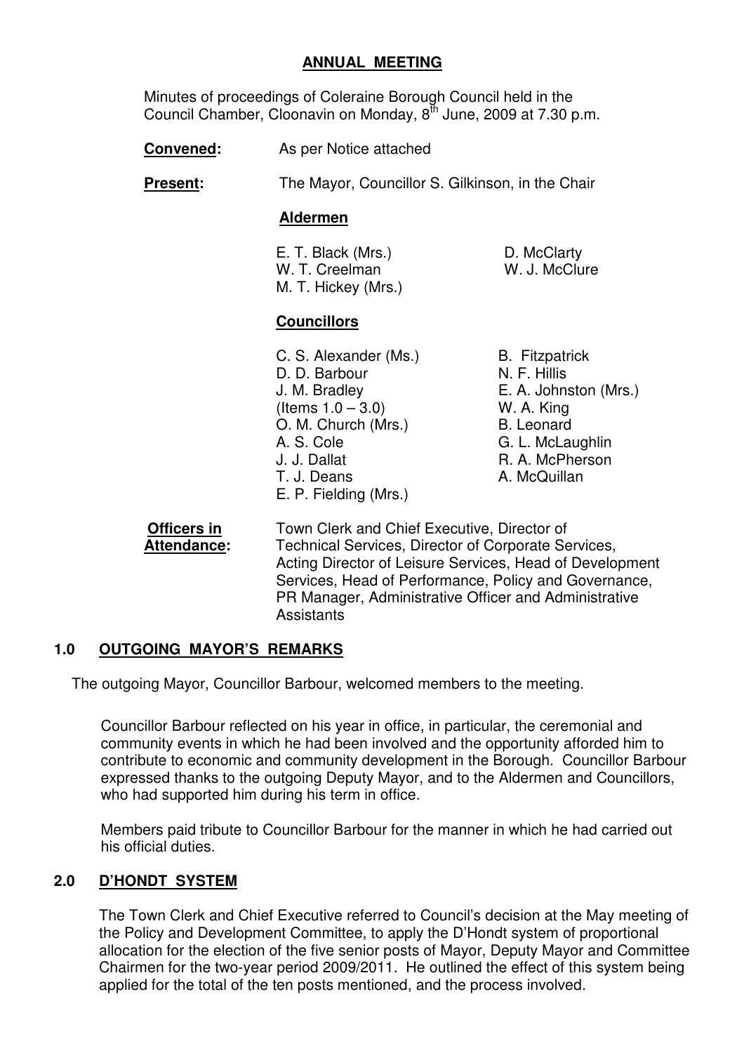## ANNUAL MEETING

Minutes of proceedings of Coleraine Borough Council held in the Council Chamber, Cloonavin on Monday, 8th June, 2009 at 7.30 p.m.

**Convened:** As per Notice attached

**Present:** The Mayor, Councillor S. Gilkinson, in the Chair

**Aldermen**

E. T. Black (Mrs.)
W. T. Creelman
M. T. Hickey (Mrs.)
D. McClarty
W. J. McClure

**Councillors**

C. S. Alexander (Ms.)
D. D. Barbour
J. M. Bradley (Items 1.0 – 3.0)
O. M. Church (Mrs.)
A. S. Cole
J. J. Dallat
T. J. Deans
E. P. Fielding (Mrs.)
B. Fitzpatrick
N. F. Hillis
E. A. Johnston (Mrs.)
W. A. King
B. Leonard
G. L. McLaughlin
R. A. McPherson
A. McQuillan

**Officers in Attendance:** Town Clerk and Chief Executive, Director of Technical Services, Director of Corporate Services, Acting Director of Leisure Services, Head of Development Services, Head of Performance, Policy and Governance, PR Manager, Administrative Officer and Administrative Assistants

### 1.0 OUTGOING MAYOR'S REMARKS

The outgoing Mayor, Councillor Barbour, welcomed members to the meeting.

Councillor Barbour reflected on his year in office, in particular, the ceremonial and community events in which he had been involved and the opportunity afforded him to contribute to economic and community development in the Borough. Councillor Barbour expressed thanks to the outgoing Deputy Mayor, and to the Aldermen and Councillors, who had supported him during his term in office.

Members paid tribute to Councillor Barbour for the manner in which he had carried out his official duties.

### 2.0 D'HONDT SYSTEM

The Town Clerk and Chief Executive referred to Council's decision at the May meeting of the Policy and Development Committee, to apply the D'Hondt system of proportional allocation for the election of the five senior posts of Mayor, Deputy Mayor and Committee Chairmen for the two-year period 2009/2011. He outlined the effect of this system being applied for the total of the ten posts mentioned, and the process involved.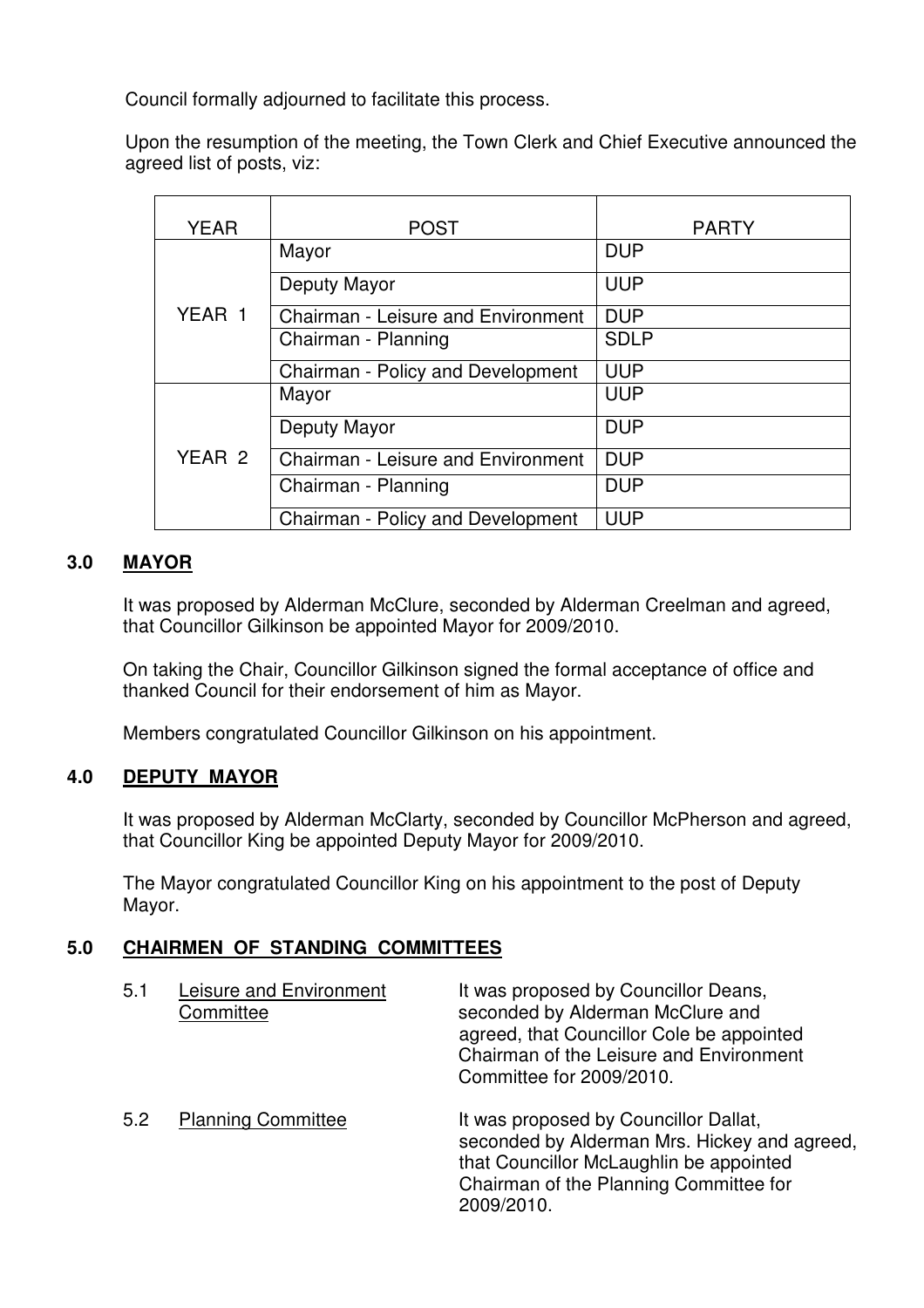Council formally adjourned to facilitate this process.

Upon the resumption of the meeting, the Town Clerk and Chief Executive announced the agreed list of posts, viz:

| YEAR | POST | PARTY |
|---|---|---|
| YEAR 1 | Mayor | DUP |
| | Deputy Mayor | UUP |
| | Chairman - Leisure and Environment | DUP |
| | Chairman - Planning | SDLP |
| | Chairman - Policy and Development | UUP |
| YEAR 2 | Mayor | UUP |
| | Deputy Mayor | DUP |
| | Chairman - Leisure and Environment | DUP |
| | Chairman - Planning | DUP |
| | Chairman - Policy and Development | UUP |

## 3.0 MAYOR

It was proposed by Alderman McClure, seconded by Alderman Creelman and agreed, that Councillor Gilkinson be appointed Mayor for 2009/2010.

On taking the Chair, Councillor Gilkinson signed the formal acceptance of office and thanked Council for their endorsement of him as Mayor.

Members congratulated Councillor Gilkinson on his appointment.

## 4.0 DEPUTY MAYOR

It was proposed by Alderman McClarty, seconded by Councillor McPherson and agreed, that Councillor King be appointed Deputy Mayor for 2009/2010.

The Mayor congratulated Councillor King on his appointment to the post of Deputy Mayor.

## 5.0 CHAIRMEN OF STANDING COMMITTEES

5.1 Leisure and Environment Committee

It was proposed by Councillor Deans, seconded by Alderman McClure and agreed, that Councillor Cole be appointed Chairman of the Leisure and Environment Committee for 2009/2010.

5.2 Planning Committee

It was proposed by Councillor Dallat, seconded by Alderman Mrs. Hickey and agreed, that Councillor McLaughlin be appointed Chairman of the Planning Committee for 2009/2010.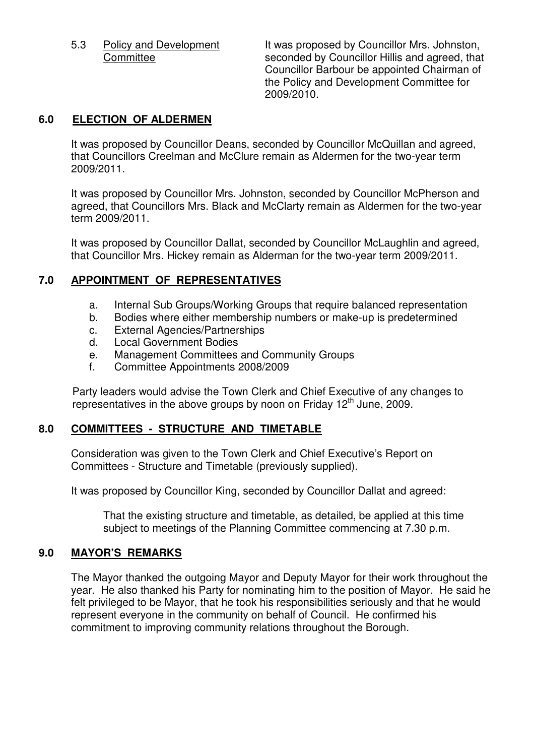5.3 Policy and Development Committee

It was proposed by Councillor Mrs. Johnston, seconded by Councillor Hillis and agreed, that Councillor Barbour be appointed Chairman of the Policy and Development Committee for 2009/2010.

## 6.0 ELECTION OF ALDERMEN

It was proposed by Councillor Deans, seconded by Councillor McQuillan and agreed, that Councillors Creelman and McClure remain as Aldermen for the two-year term 2009/2011.

It was proposed by Councillor Mrs. Johnston, seconded by Councillor McPherson and agreed, that Councillors Mrs. Black and McClarty remain as Aldermen for the two-year term 2009/2011.

It was proposed by Councillor Dallat, seconded by Councillor McLaughlin and agreed, that Councillor Mrs. Hickey remain as Alderman for the two-year term 2009/2011.

## 7.0 APPOINTMENT OF REPRESENTATIVES

a. Internal Sub Groups/Working Groups that require balanced representation
b. Bodies where either membership numbers or make-up is predetermined
c. External Agencies/Partnerships
d. Local Government Bodies
e. Management Committees and Community Groups
f. Committee Appointments 2008/2009

Party leaders would advise the Town Clerk and Chief Executive of any changes to representatives in the above groups by noon on Friday 12th June, 2009.

## 8.0 COMMITTEES - STRUCTURE AND TIMETABLE

Consideration was given to the Town Clerk and Chief Executive's Report on Committees - Structure and Timetable (previously supplied).

It was proposed by Councillor King, seconded by Councillor Dallat and agreed:

> That the existing structure and timetable, as detailed, be applied at this time subject to meetings of the Planning Committee commencing at 7.30 p.m.

## 9.0 MAYOR'S REMARKS

The Mayor thanked the outgoing Mayor and Deputy Mayor for their work throughout the year. He also thanked his Party for nominating him to the position of Mayor. He said he felt privileged to be Mayor, that he took his responsibilities seriously and that he would represent everyone in the community on behalf of Council. He confirmed his commitment to improving community relations throughout the Borough.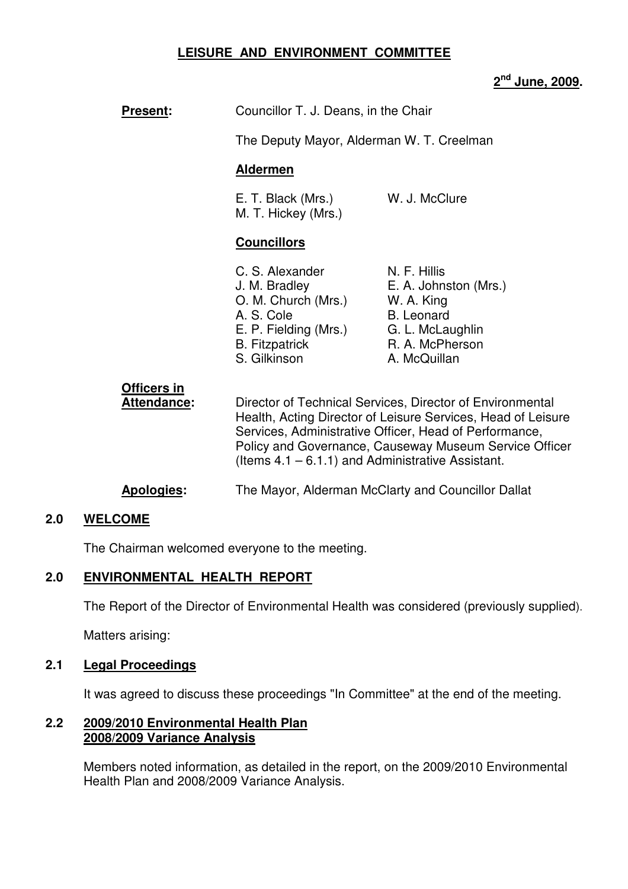# LEISURE AND ENVIRONMENT COMMITTEE

**2nd June, 2009.**

**Present:** Councillor T. J. Deans, in the Chair

The Deputy Mayor, Alderman W. T. Creelman

**Aldermen**

E. T. Black (Mrs.)
M. T. Hickey (Mrs.)
W. J. McClure

**Councillors**

C. S. Alexander
J. M. Bradley
O. M. Church (Mrs.)
A. S. Cole
E. P. Fielding (Mrs.)
B. Fitzpatrick
S. Gilkinson
N. F. Hillis
E. A. Johnston (Mrs.)
W. A. King
B. Leonard
G. L. McLaughlin
R. A. McPherson
A. McQuillan

**Officers in Attendance:** Director of Technical Services, Director of Environmental Health, Acting Director of Leisure Services, Head of Leisure Services, Administrative Officer, Head of Performance, Policy and Governance, Causeway Museum Service Officer (Items 4.1 – 6.1.1) and Administrative Assistant.

**Apologies:** The Mayor, Alderman McClarty and Councillor Dallat

## 2.0 WELCOME

The Chairman welcomed everyone to the meeting.

## 2.0 ENVIRONMENTAL HEALTH REPORT

The Report of the Director of Environmental Health was considered (previously supplied).

Matters arising:

### 2.1 Legal Proceedings

It was agreed to discuss these proceedings "In Committee" at the end of the meeting.

### 2.2 2009/2010 Environmental Health Plan 2008/2009 Variance Analysis

Members noted information, as detailed in the report, on the 2009/2010 Environmental Health Plan and 2008/2009 Variance Analysis.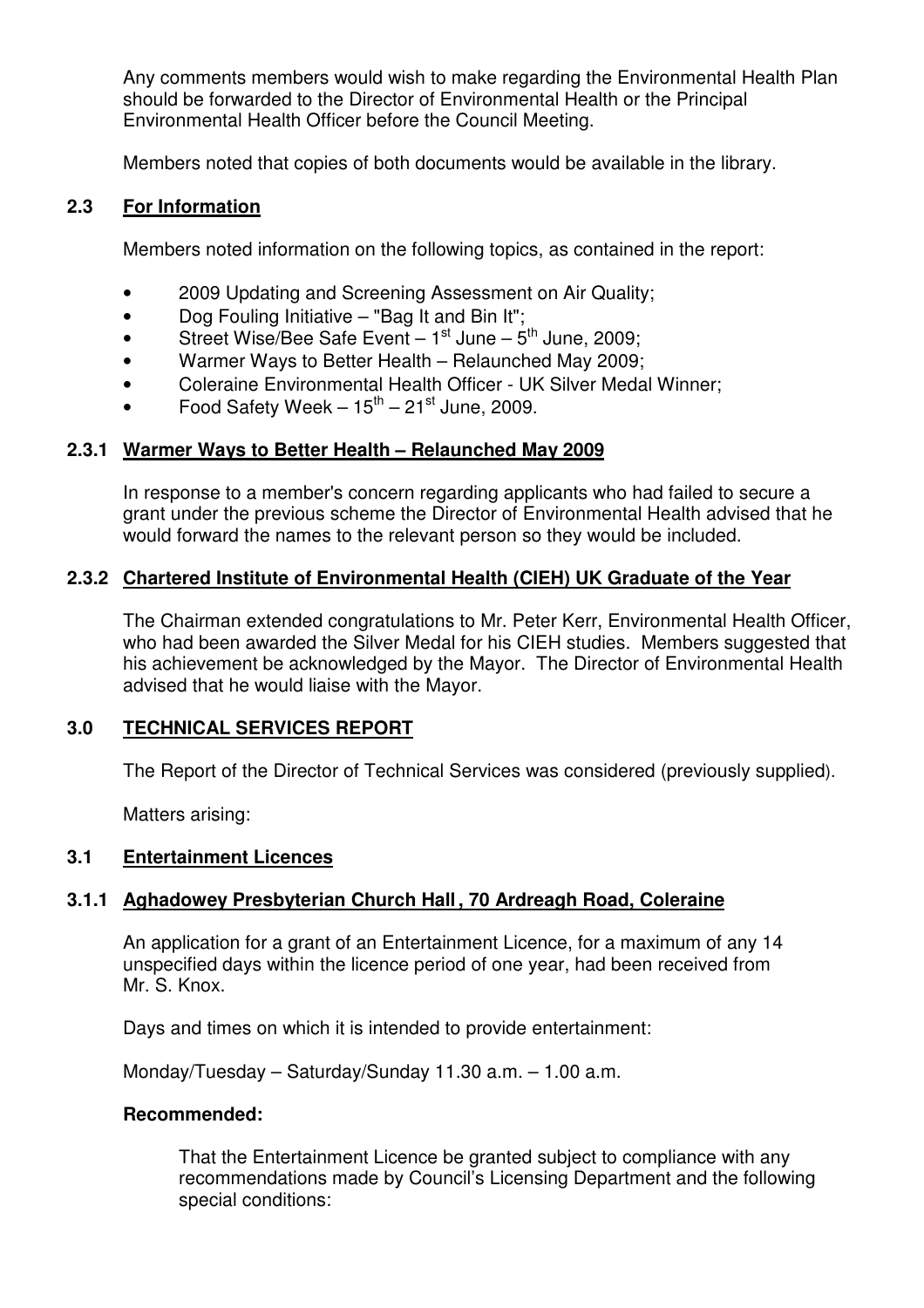Any comments members would wish to make regarding the Environmental Health Plan should be forwarded to the Director of Environmental Health or the Principal Environmental Health Officer before the Council Meeting.

Members noted that copies of both documents would be available in the library.

## 2.3 For Information

Members noted information on the following topics, as contained in the report:

- 2009 Updating and Screening Assessment on Air Quality;
- Dog Fouling Initiative – "Bag It and Bin It";
- Street Wise/Bee Safe Event – 1st June – 5th June, 2009;
- Warmer Ways to Better Health – Relaunched May 2009;
- Coleraine Environmental Health Officer - UK Silver Medal Winner;
- Food Safety Week – 15th – 21st June, 2009.

### 2.3.1 Warmer Ways to Better Health – Relaunched May 2009

In response to a member's concern regarding applicants who had failed to secure a grant under the previous scheme the Director of Environmental Health advised that he would forward the names to the relevant person so they would be included.

### 2.3.2 Chartered Institute of Environmental Health (CIEH) UK Graduate of the Year

The Chairman extended congratulations to Mr. Peter Kerr, Environmental Health Officer, who had been awarded the Silver Medal for his CIEH studies. Members suggested that his achievement be acknowledged by the Mayor. The Director of Environmental Health advised that he would liaise with the Mayor.

## 3.0 TECHNICAL SERVICES REPORT

The Report of the Director of Technical Services was considered (previously supplied).

Matters arising:

## 3.1 Entertainment Licences

### 3.1.1 Aghadowey Presbyterian Church Hall, 70 Ardreagh Road, Coleraine

An application for a grant of an Entertainment Licence, for a maximum of any 14 unspecified days within the licence period of one year, had been received from Mr. S. Knox.

Days and times on which it is intended to provide entertainment:

Monday/Tuesday – Saturday/Sunday 11.30 a.m. – 1.00 a.m.

**Recommended:**

That the Entertainment Licence be granted subject to compliance with any recommendations made by Council's Licensing Department and the following special conditions: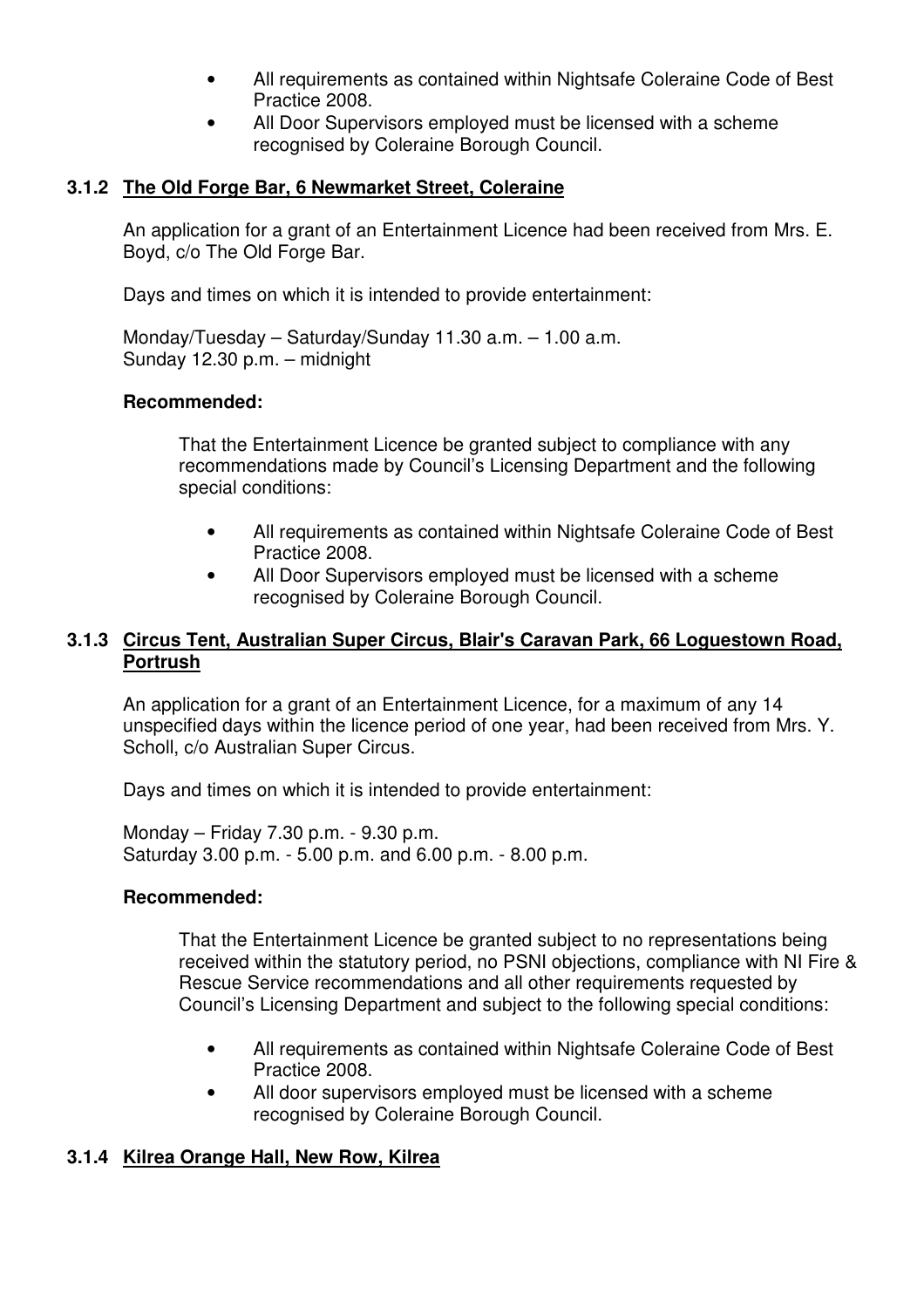- All requirements as contained within Nightsafe Coleraine Code of Best Practice 2008.
- All Door Supervisors employed must be licensed with a scheme recognised by Coleraine Borough Council.

### 3.1.2 The Old Forge Bar, 6 Newmarket Street, Coleraine

An application for a grant of an Entertainment Licence had been received from Mrs. E. Boyd, c/o The Old Forge Bar.

Days and times on which it is intended to provide entertainment:

Monday/Tuesday – Saturday/Sunday 11.30 a.m. – 1.00 a.m.
Sunday 12.30 p.m. – midnight

**Recommended:**

That the Entertainment Licence be granted subject to compliance with any recommendations made by Council's Licensing Department and the following special conditions:

- All requirements as contained within Nightsafe Coleraine Code of Best Practice 2008.
- All Door Supervisors employed must be licensed with a scheme recognised by Coleraine Borough Council.

### 3.1.3 Circus Tent, Australian Super Circus, Blair's Caravan Park, 66 Loguestown Road, Portrush

An application for a grant of an Entertainment Licence, for a maximum of any 14 unspecified days within the licence period of one year, had been received from Mrs. Y. Scholl, c/o Australian Super Circus.

Days and times on which it is intended to provide entertainment:

Monday – Friday 7.30 p.m. - 9.30 p.m.
Saturday 3.00 p.m. - 5.00 p.m. and 6.00 p.m. - 8.00 p.m.

**Recommended:**

That the Entertainment Licence be granted subject to no representations being received within the statutory period, no PSNI objections, compliance with NI Fire & Rescue Service recommendations and all other requirements requested by Council's Licensing Department and subject to the following special conditions:

- All requirements as contained within Nightsafe Coleraine Code of Best Practice 2008.
- All door supervisors employed must be licensed with a scheme recognised by Coleraine Borough Council.

### 3.1.4 Kilrea Orange Hall, New Row, Kilrea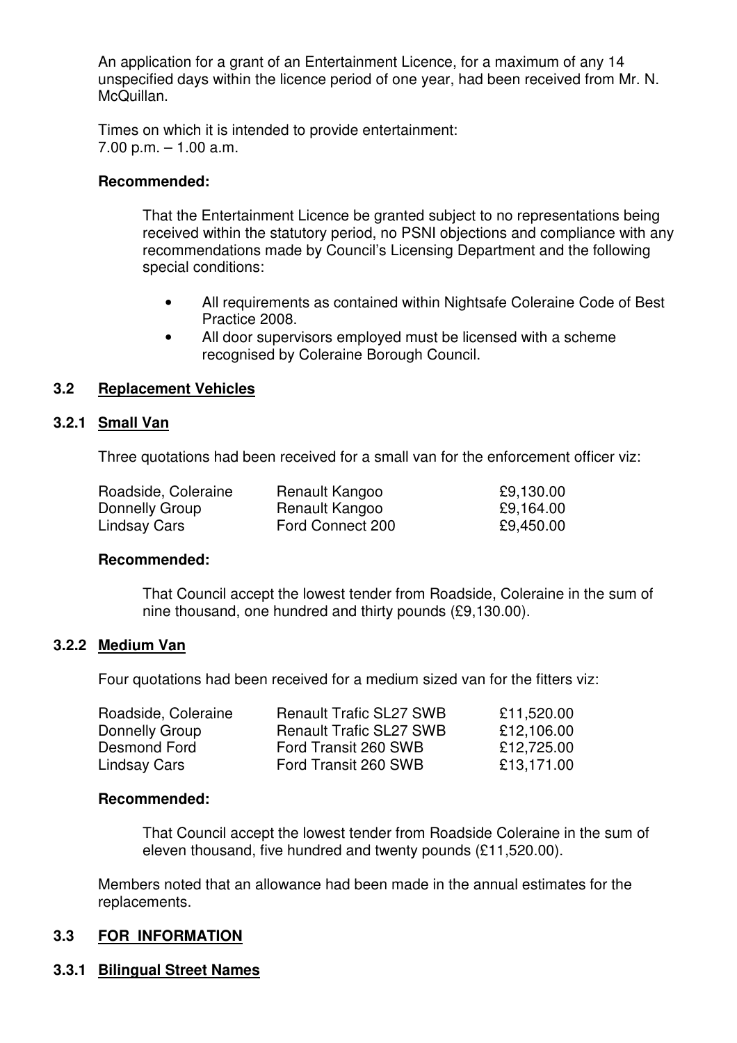An application for a grant of an Entertainment Licence, for a maximum of any 14 unspecified days within the licence period of one year, had been received from Mr. N. McQuillan.

Times on which it is intended to provide entertainment:
7.00 p.m. – 1.00 a.m.

**Recommended:**

That the Entertainment Licence be granted subject to no representations being received within the statutory period, no PSNI objections and compliance with any recommendations made by Council's Licensing Department and the following special conditions:

- All requirements as contained within Nightsafe Coleraine Code of Best Practice 2008.
- All door supervisors employed must be licensed with a scheme recognised by Coleraine Borough Council.

## 3.2 Replacement Vehicles

### 3.2.1 Small Van

Three quotations had been received for a small van for the enforcement officer viz:

| | | |
|---|---|---|
| Roadside, Coleraine | Renault Kangoo | £9,130.00 |
| Donnelly Group | Renault Kangoo | £9,164.00 |
| Lindsay Cars | Ford Connect 200 | £9,450.00 |

**Recommended:**

That Council accept the lowest tender from Roadside, Coleraine in the sum of nine thousand, one hundred and thirty pounds (£9,130.00).

### 3.2.2 Medium Van

Four quotations had been received for a medium sized van for the fitters viz:

| | | |
|---|---|---|
| Roadside, Coleraine | Renault Trafic SL27 SWB | £11,520.00 |
| Donnelly Group | Renault Trafic SL27 SWB | £12,106.00 |
| Desmond Ford | Ford Transit 260 SWB | £12,725.00 |
| Lindsay Cars | Ford Transit 260 SWB | £13,171.00 |

**Recommended:**

That Council accept the lowest tender from Roadside Coleraine in the sum of eleven thousand, five hundred and twenty pounds (£11,520.00).

Members noted that an allowance had been made in the annual estimates for the replacements.

## 3.3 FOR INFORMATION

### 3.3.1 Bilingual Street Names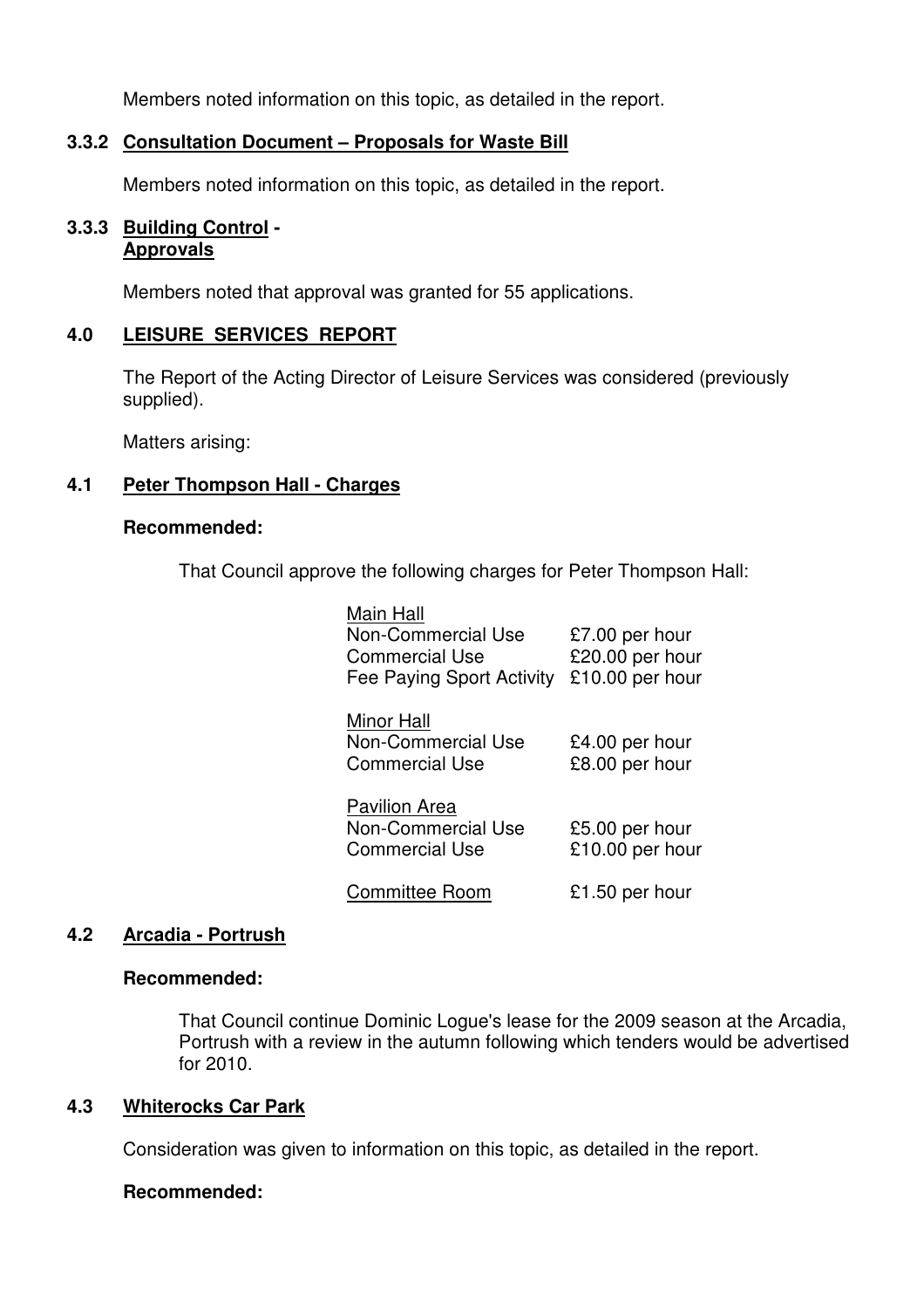Members noted information on this topic, as detailed in the report.

### 3.3.2 Consultation Document – Proposals for Waste Bill

Members noted information on this topic, as detailed in the report.

### 3.3.3 Building Control - Approvals

Members noted that approval was granted for 55 applications.

## 4.0 LEISURE SERVICES REPORT

The Report of the Acting Director of Leisure Services was considered (previously supplied).

Matters arising:

### 4.1 Peter Thompson Hall - Charges

**Recommended:**

That Council approve the following charges for Peter Thompson Hall:

| | |
|---|---|
| Main Hall | |
| Non-Commercial Use | £7.00 per hour |
| Commercial Use | £20.00 per hour |
| Fee Paying Sport Activity | £10.00 per hour |
| Minor Hall | |
| Non-Commercial Use | £4.00 per hour |
| Commercial Use | £8.00 per hour |
| Pavilion Area | |
| Non-Commercial Use | £5.00 per hour |
| Commercial Use | £10.00 per hour |
| Committee Room | £1.50 per hour |

### 4.2 Arcadia - Portrush

**Recommended:**

That Council continue Dominic Logue's lease for the 2009 season at the Arcadia, Portrush with a review in the autumn following which tenders would be advertised for 2010.

### 4.3 Whiterocks Car Park

Consideration was given to information on this topic, as detailed in the report.

**Recommended:**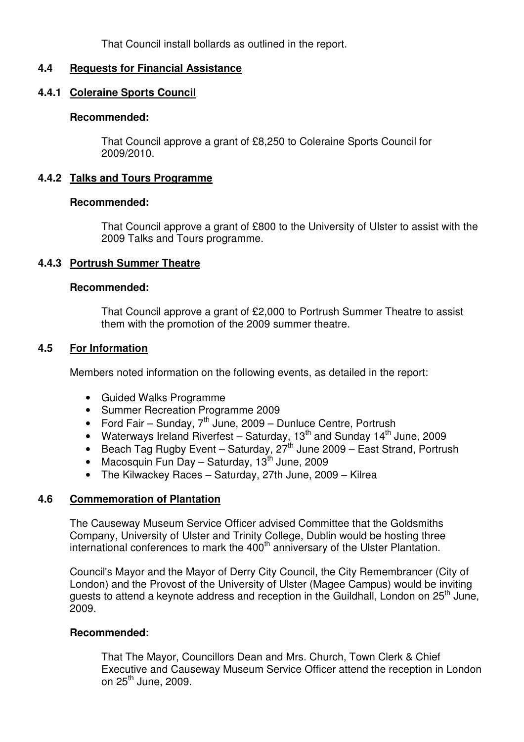That Council install bollards as outlined in the report.

## 4.4 Requests for Financial Assistance

### 4.4.1 Coleraine Sports Council

**Recommended:**

That Council approve a grant of £8,250 to Coleraine Sports Council for 2009/2010.

### 4.4.2 Talks and Tours Programme

**Recommended:**

That Council approve a grant of £800 to the University of Ulster to assist with the 2009 Talks and Tours programme.

### 4.4.3 Portrush Summer Theatre

**Recommended:**

That Council approve a grant of £2,000 to Portrush Summer Theatre to assist them with the promotion of the 2009 summer theatre.

## 4.5 For Information

Members noted information on the following events, as detailed in the report:

- Guided Walks Programme
- Summer Recreation Programme 2009
- Ford Fair – Sunday, 7th June, 2009 – Dunluce Centre, Portrush
- Waterways Ireland Riverfest – Saturday, 13th and Sunday 14th June, 2009
- Beach Tag Rugby Event – Saturday, 27th June 2009 – East Strand, Portrush
- Macosquin Fun Day – Saturday, 13th June, 2009
- The Kilwackey Races – Saturday, 27th June, 2009 – Kilrea

## 4.6 Commemoration of Plantation

The Causeway Museum Service Officer advised Committee that the Goldsmiths Company, University of Ulster and Trinity College, Dublin would be hosting three international conferences to mark the 400th anniversary of the Ulster Plantation.

Council's Mayor and the Mayor of Derry City Council, the City Remembrancer (City of London) and the Provost of the University of Ulster (Magee Campus) would be inviting guests to attend a keynote address and reception in the Guildhall, London on 25th June, 2009.

**Recommended:**

That The Mayor, Councillors Dean and Mrs. Church, Town Clerk & Chief Executive and Causeway Museum Service Officer attend the reception in London on 25th June, 2009.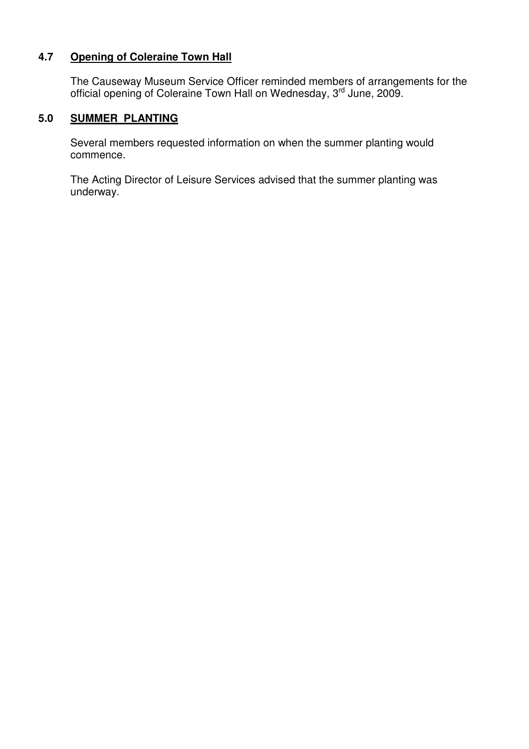### 4.7 Opening of Coleraine Town Hall

The Causeway Museum Service Officer reminded members of arrangements for the official opening of Coleraine Town Hall on Wednesday, 3rd June, 2009.

## 5.0 SUMMER PLANTING

Several members requested information on when the summer planting would commence.

The Acting Director of Leisure Services advised that the summer planting was underway.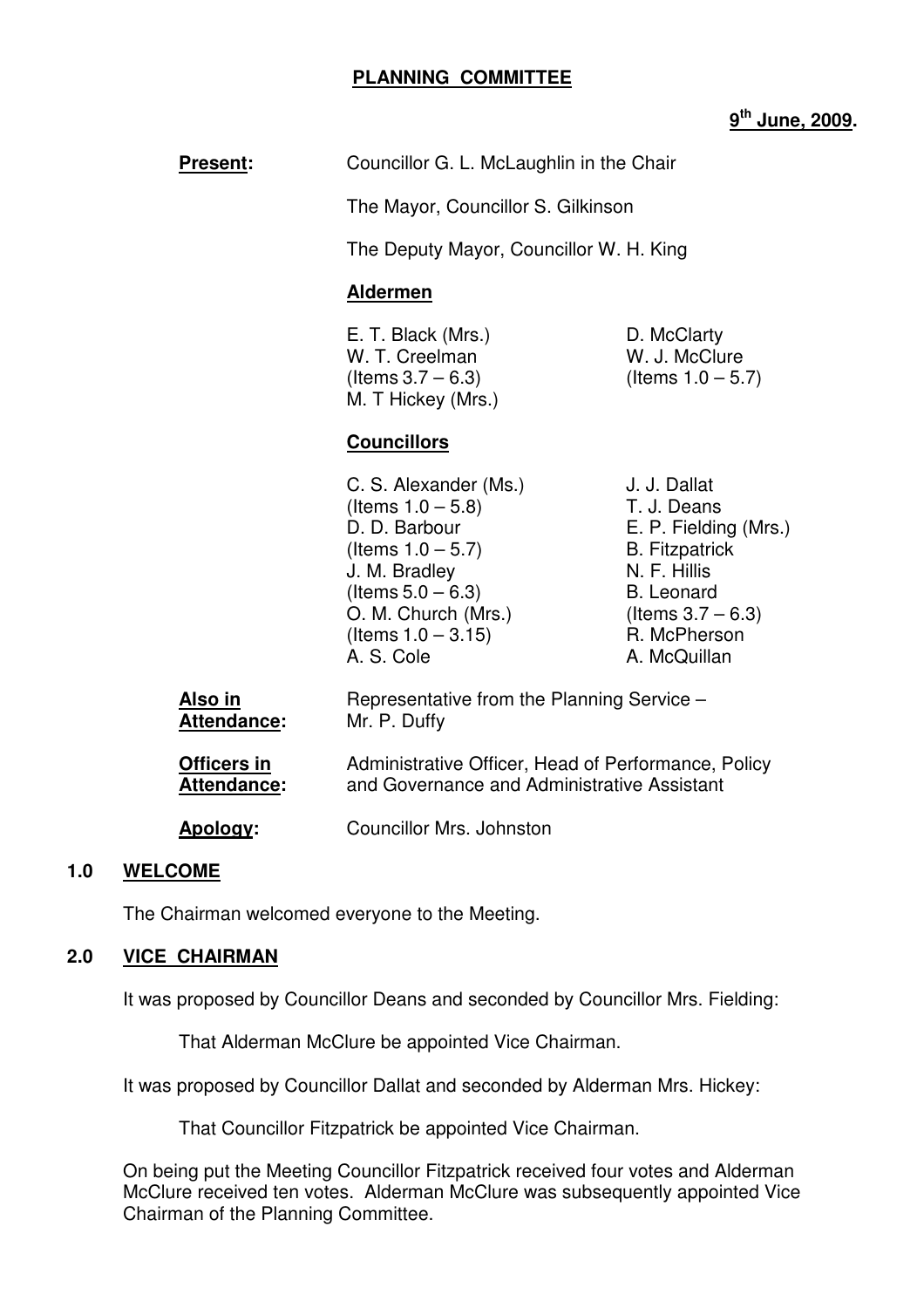**PLANNING COMMITTEE**

**9th June, 2009.**

**Present:** Councillor G. L. McLaughlin in the Chair

The Mayor, Councillor S. Gilkinson

The Deputy Mayor, Councillor W. H. King

**Aldermen**

E. T. Black (Mrs.)
W. T. Creelman (Items 3.7 – 6.3)
M. T Hickey (Mrs.)
D. McClarty
W. J. McClure (Items 1.0 – 5.7)

**Councillors**

C. S. Alexander (Ms.) (Items 1.0 – 5.8)
D. D. Barbour (Items 1.0 – 5.7)
J. M. Bradley (Items 5.0 – 6.3)
O. M. Church (Mrs.) (Items 1.0 – 3.15)
A. S. Cole
J. J. Dallat
T. J. Deans
E. P. Fielding (Mrs.)
B. Fitzpatrick
N. F. Hillis
B. Leonard (Items 3.7 – 6.3)
R. McPherson
A. McQuillan

**Also in Attendance:** Representative from the Planning Service – Mr. P. Duffy

**Officers in Attendance:** Administrative Officer, Head of Performance, Policy and Governance and Administrative Assistant

**Apology:** Councillor Mrs. Johnston

## 1.0 WELCOME

The Chairman welcomed everyone to the Meeting.

## 2.0 VICE CHAIRMAN

It was proposed by Councillor Deans and seconded by Councillor Mrs. Fielding:

That Alderman McClure be appointed Vice Chairman.

It was proposed by Councillor Dallat and seconded by Alderman Mrs. Hickey:

That Councillor Fitzpatrick be appointed Vice Chairman.

On being put the Meeting Councillor Fitzpatrick received four votes and Alderman McClure received ten votes. Alderman McClure was subsequently appointed Vice Chairman of the Planning Committee.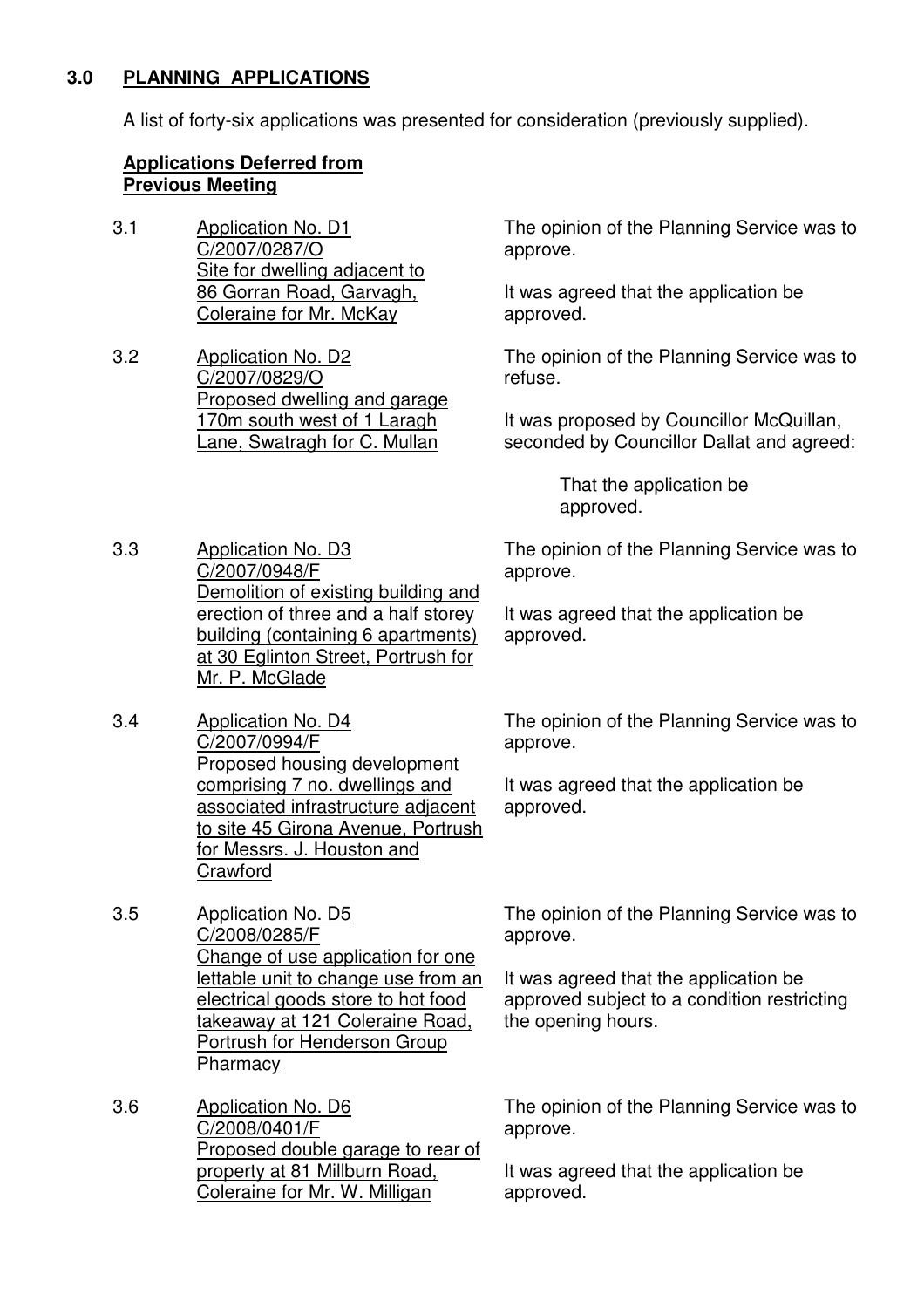## 3.0 PLANNING APPLICATIONS

A list of forty-six applications was presented for consideration (previously supplied).

### Applications Deferred from Previous Meeting

3.1 Application No. D1
C/2007/0287/O
Site for dwelling adjacent to 86 Gorran Road, Garvagh, Coleraine for Mr. McKay

The opinion of the Planning Service was to approve.

It was agreed that the application be approved.

3.2 Application No. D2
C/2007/0829/O
Proposed dwelling and garage 170m south west of 1 Laragh Lane, Swatragh for C. Mullan

The opinion of the Planning Service was to refuse.

It was proposed by Councillor McQuillan, seconded by Councillor Dallat and agreed:

> That the application be approved.

3.3 Application No. D3
C/2007/0948/F
Demolition of existing building and erection of three and a half storey building (containing 6 apartments) at 30 Eglinton Street, Portrush for Mr. P. McGlade

The opinion of the Planning Service was to approve.

It was agreed that the application be approved.

3.4 Application No. D4
C/2007/0994/F
Proposed housing development comprising 7 no. dwellings and associated infrastructure adjacent to site 45 Girona Avenue, Portrush for Messrs. J. Houston and Crawford

The opinion of the Planning Service was to approve.

It was agreed that the application be approved.

3.5 Application No. D5
C/2008/0285/F
Change of use application for one lettable unit to change use from an electrical goods store to hot food takeaway at 121 Coleraine Road, Portrush for Henderson Group Pharmacy

The opinion of the Planning Service was to approve.

It was agreed that the application be approved subject to a condition restricting the opening hours.

3.6 Application No. D6
C/2008/0401/F
Proposed double garage to rear of property at 81 Millburn Road, Coleraine for Mr. W. Milligan

The opinion of the Planning Service was to approve.

It was agreed that the application be approved.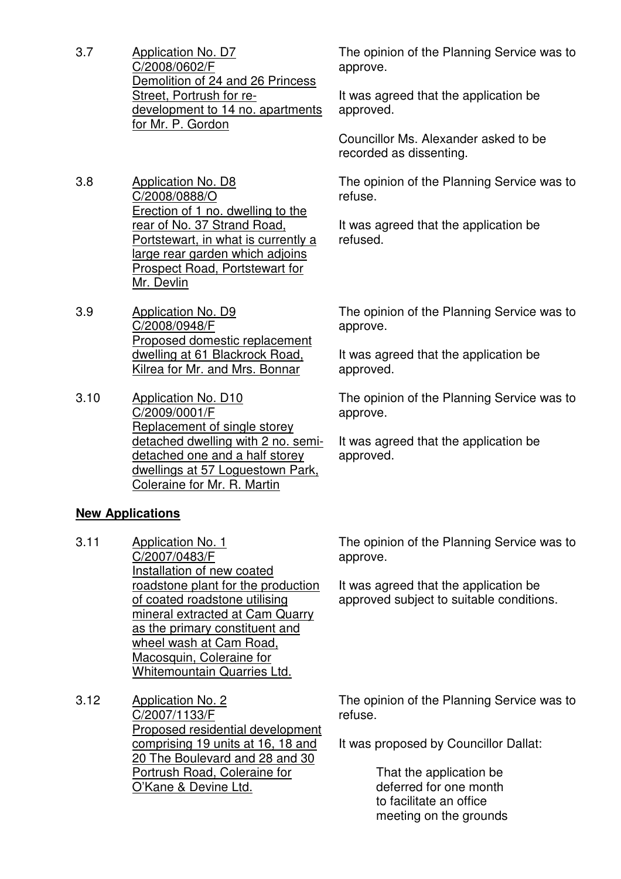3.7 Application No. D7
C/2008/0602/F
Demolition of 24 and 26 Princess Street, Portrush for re-development to 14 no. apartments for Mr. P. Gordon

The opinion of the Planning Service was to approve.

It was agreed that the application be approved.

Councillor Ms. Alexander asked to be recorded as dissenting.

3.8 Application No. D8
C/2008/0888/O
Erection of 1 no. dwelling to the rear of No. 37 Strand Road, Portstewart, in what is currently a large rear garden which adjoins Prospect Road, Portstewart for Mr. Devlin

The opinion of the Planning Service was to refuse.

It was agreed that the application be refused.

3.9 Application No. D9
C/2008/0948/F
Proposed domestic replacement dwelling at 61 Blackrock Road, Kilrea for Mr. and Mrs. Bonnar

The opinion of the Planning Service was to approve.

It was agreed that the application be approved.

3.10 Application No. D10
C/2009/0001/F
Replacement of single storey detached dwelling with 2 no. semi-detached one and a half storey dwellings at 57 Loguestown Park, Coleraine for Mr. R. Martin

The opinion of the Planning Service was to approve.

It was agreed that the application be approved.

**New Applications**

3.11 Application No. 1
C/2007/0483/F
Installation of new coated roadstone plant for the production of coated roadstone utilising mineral extracted at Cam Quarry as the primary constituent and wheel wash at Cam Road, Macosquin, Coleraine for Whitemountain Quarries Ltd.

The opinion of the Planning Service was to approve.

It was agreed that the application be approved subject to suitable conditions.

3.12 Application No. 2
C/2007/1133/F
Proposed residential development comprising 19 units at 16, 18 and 20 The Boulevard and 28 and 30 Portrush Road, Coleraine for O'Kane & Devine Ltd.

The opinion of the Planning Service was to refuse.

It was proposed by Councillor Dallat:

> That the application be deferred for one month to facilitate an office meeting on the grounds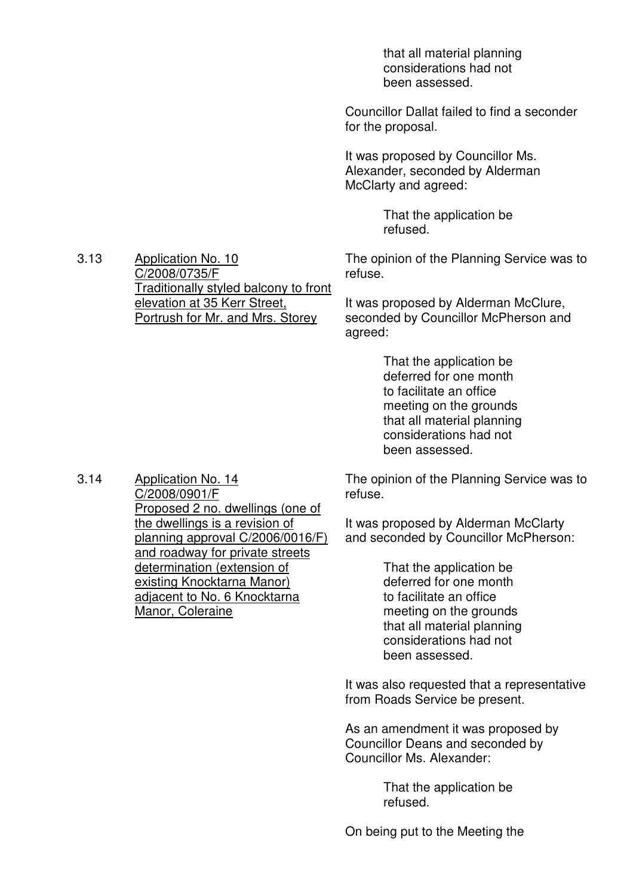that all material planning considerations had not been assessed.

Councillor Dallat failed to find a seconder for the proposal.

It was proposed by Councillor Ms. Alexander, seconded by Alderman McClarty and agreed:

> That the application be refused.

3.13 <u>Application No. 10 C/2008/0735/F Traditionally styled balcony to front elevation at 35 Kerr Street, Portrush for Mr. and Mrs. Storey</u>

The opinion of the Planning Service was to refuse.

It was proposed by Alderman McClure, seconded by Councillor McPherson and agreed:

> That the application be deferred for one month to facilitate an office meeting on the grounds that all material planning considerations had not been assessed.

3.14 <u>Application No. 14 C/2008/0901/F Proposed 2 no. dwellings (one of the dwellings is a revision of planning approval C/2006/0016/F) and roadway for private streets determination (extension of existing Knocktarna Manor) adjacent to No. 6 Knocktarna Manor, Coleraine</u>

The opinion of the Planning Service was to refuse.

It was proposed by Alderman McClarty and seconded by Councillor McPherson:

> That the application be deferred for one month to facilitate an office meeting on the grounds that all material planning considerations had not been assessed.

It was also requested that a representative from Roads Service be present.

As an amendment it was proposed by Councillor Deans and seconded by Councillor Ms. Alexander:

> That the application be refused.

On being put to the Meeting the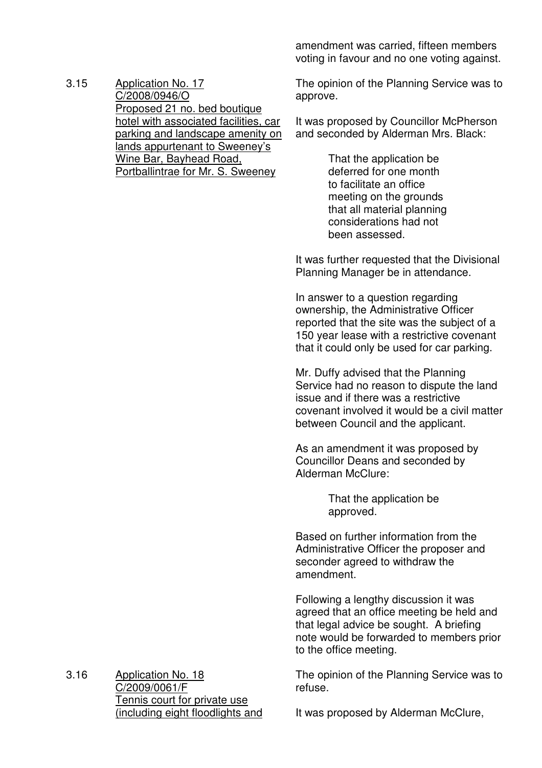amendment was carried, fifteen members voting in favour and no one voting against.

3.15 Application No. 17
C/2008/0946/O
Proposed 21 no. bed boutique hotel with associated facilities, car parking and landscape amenity on lands appurtenant to Sweeney's Wine Bar, Bayhead Road, Portballintrae for Mr. S. Sweeney

The opinion of the Planning Service was to approve.

It was proposed by Councillor McPherson and seconded by Alderman Mrs. Black:

> That the application be deferred for one month to facilitate an office meeting on the grounds that all material planning considerations had not been assessed.

It was further requested that the Divisional Planning Manager be in attendance.

In answer to a question regarding ownership, the Administrative Officer reported that the site was the subject of a 150 year lease with a restrictive covenant that it could only be used for car parking.

Mr. Duffy advised that the Planning Service had no reason to dispute the land issue and if there was a restrictive covenant involved it would be a civil matter between Council and the applicant.

As an amendment it was proposed by Councillor Deans and seconded by Alderman McClure:

> That the application be approved.

Based on further information from the Administrative Officer the proposer and seconder agreed to withdraw the amendment.

Following a lengthy discussion it was agreed that an office meeting be held and that legal advice be sought. A briefing note would be forwarded to members prior to the office meeting.

3.16 Application No. 18
C/2009/0061/F
Tennis court for private use (including eight floodlights and

The opinion of the Planning Service was to refuse.

It was proposed by Alderman McClure,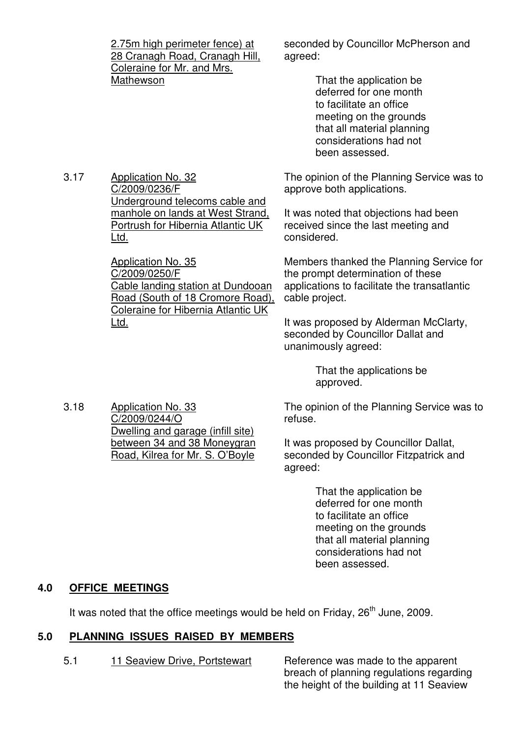2.75m high perimeter fence) at 28 Cranagh Road, Cranagh Hill, Coleraine for Mr. and Mrs. Mathewson

seconded by Councillor McPherson and agreed:

> That the application be deferred for one month to facilitate an office meeting on the grounds that all material planning considerations had not been assessed.

3.17 Application No. 32
C/2009/0236/F
Underground telecoms cable and manhole on lands at West Strand, Portrush for Hibernia Atlantic UK Ltd.

Application No. 35
C/2009/0250/F
Cable landing station at Dundooan Road (South of 18 Cromore Road), Coleraine for Hibernia Atlantic UK Ltd.

The opinion of the Planning Service was to approve both applications.

It was noted that objections had been received since the last meeting and considered.

Members thanked the Planning Service for the prompt determination of these applications to facilitate the transatlantic cable project.

It was proposed by Alderman McClarty, seconded by Councillor Dallat and unanimously agreed:

> That the applications be approved.

3.18 Application No. 33
C/2009/0244/O
Dwelling and garage (infill site) between 34 and 38 Moneygran Road, Kilrea for Mr. S. O'Boyle

The opinion of the Planning Service was to refuse.

It was proposed by Councillor Dallat, seconded by Councillor Fitzpatrick and agreed:

> That the application be deferred for one month to facilitate an office meeting on the grounds that all material planning considerations had not been assessed.

## 4.0 OFFICE MEETINGS

It was noted that the office meetings would be held on Friday, 26th June, 2009.

## 5.0 PLANNING ISSUES RAISED BY MEMBERS

5.1 11 Seaview Drive, Portstewart

Reference was made to the apparent breach of planning regulations regarding the height of the building at 11 Seaview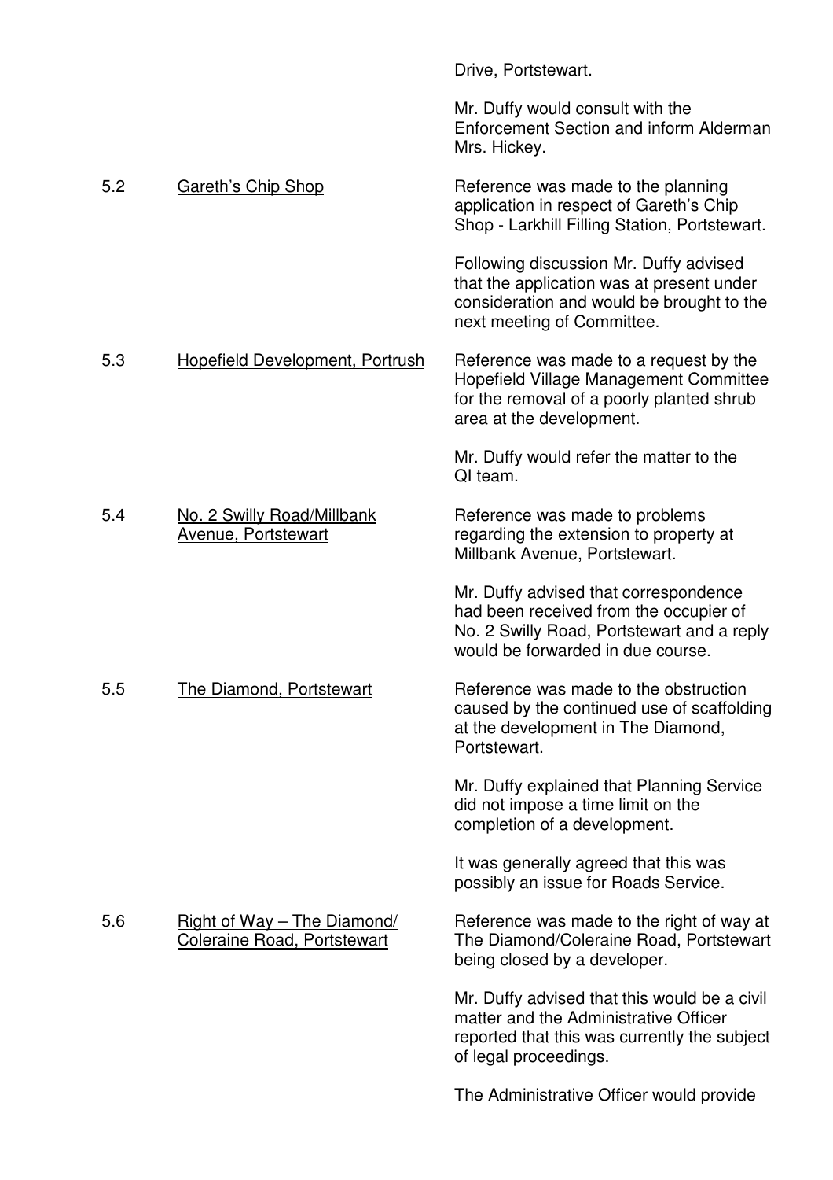Drive, Portstewart.

Mr. Duffy would consult with the Enforcement Section and inform Alderman Mrs. Hickey.

| | | |
|---|---|---|
| 5.2 | <u>Gareth's Chip Shop</u> | Reference was made to the planning application in respect of Gareth's Chip Shop - Larkhill Filling Station, Portstewart.<br><br>Following discussion Mr. Duffy advised that the application was at present under consideration and would be brought to the next meeting of Committee. |
| 5.3 | <u>Hopefield Development, Portrush</u> | Reference was made to a request by the Hopefield Village Management Committee for the removal of a poorly planted shrub area at the development.<br><br>Mr. Duffy would refer the matter to the QI team. |
| 5.4 | <u>No. 2 Swilly Road/Millbank Avenue, Portstewart</u> | Reference was made to problems regarding the extension to property at Millbank Avenue, Portstewart.<br><br>Mr. Duffy advised that correspondence had been received from the occupier of No. 2 Swilly Road, Portstewart and a reply would be forwarded in due course. |
| 5.5 | <u>The Diamond, Portstewart</u> | Reference was made to the obstruction caused by the continued use of scaffolding at the development in The Diamond, Portstewart.<br><br>Mr. Duffy explained that Planning Service did not impose a time limit on the completion of a development.<br><br>It was generally agreed that this was possibly an issue for Roads Service. |
| 5.6 | <u>Right of Way – The Diamond/ Coleraine Road, Portstewart</u> | Reference was made to the right of way at The Diamond/Coleraine Road, Portstewart being closed by a developer.<br><br>Mr. Duffy advised that this would be a civil matter and the Administrative Officer reported that this was currently the subject of legal proceedings.<br><br>The Administrative Officer would provide |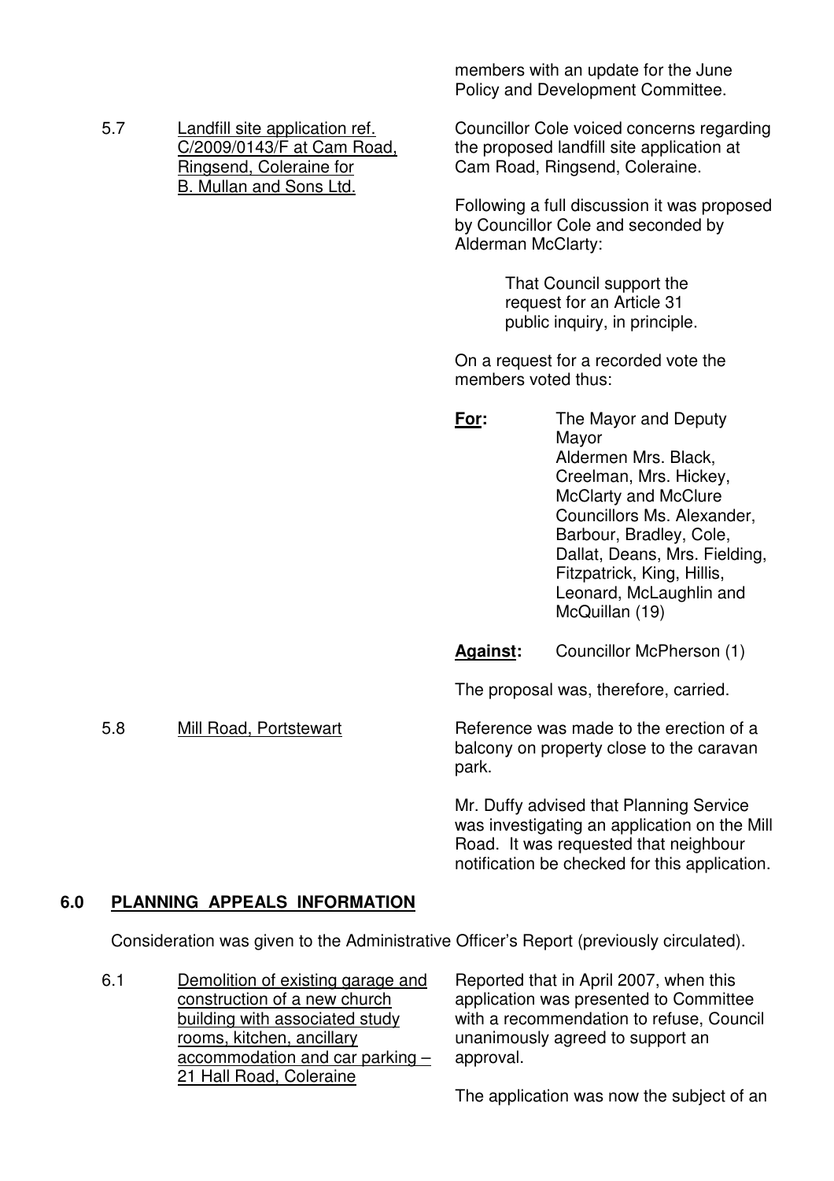members with an update for the June Policy and Development Committee.

5.7 Landfill site application ref. C/2009/0143/F at Cam Road, Ringsend, Coleraine for B. Mullan and Sons Ltd.

Councillor Cole voiced concerns regarding the proposed landfill site application at Cam Road, Ringsend, Coleraine.

Following a full discussion it was proposed by Councillor Cole and seconded by Alderman McClarty:

> That Council support the request for an Article 31 public inquiry, in principle.

On a request for a recorded vote the members voted thus:

**For:** The Mayor and Deputy Mayor
Aldermen Mrs. Black, Creelman, Mrs. Hickey, McClarty and McClure
Councillors Ms. Alexander, Barbour, Bradley, Cole, Dallat, Deans, Mrs. Fielding, Fitzpatrick, King, Hillis, Leonard, McLaughlin and McQuillan (19)

**Against:** Councillor McPherson (1)

The proposal was, therefore, carried.

5.8 Mill Road, Portstewart

Reference was made to the erection of a balcony on property close to the caravan park.

Mr. Duffy advised that Planning Service was investigating an application on the Mill Road. It was requested that neighbour notification be checked for this application.

## 6.0 PLANNING APPEALS INFORMATION

Consideration was given to the Administrative Officer's Report (previously circulated).

6.1 Demolition of existing garage and construction of a new church building with associated study rooms, kitchen, ancillary accommodation and car parking – 21 Hall Road, Coleraine

Reported that in April 2007, when this application was presented to Committee with a recommendation to refuse, Council unanimously agreed to support an approval.

The application was now the subject of an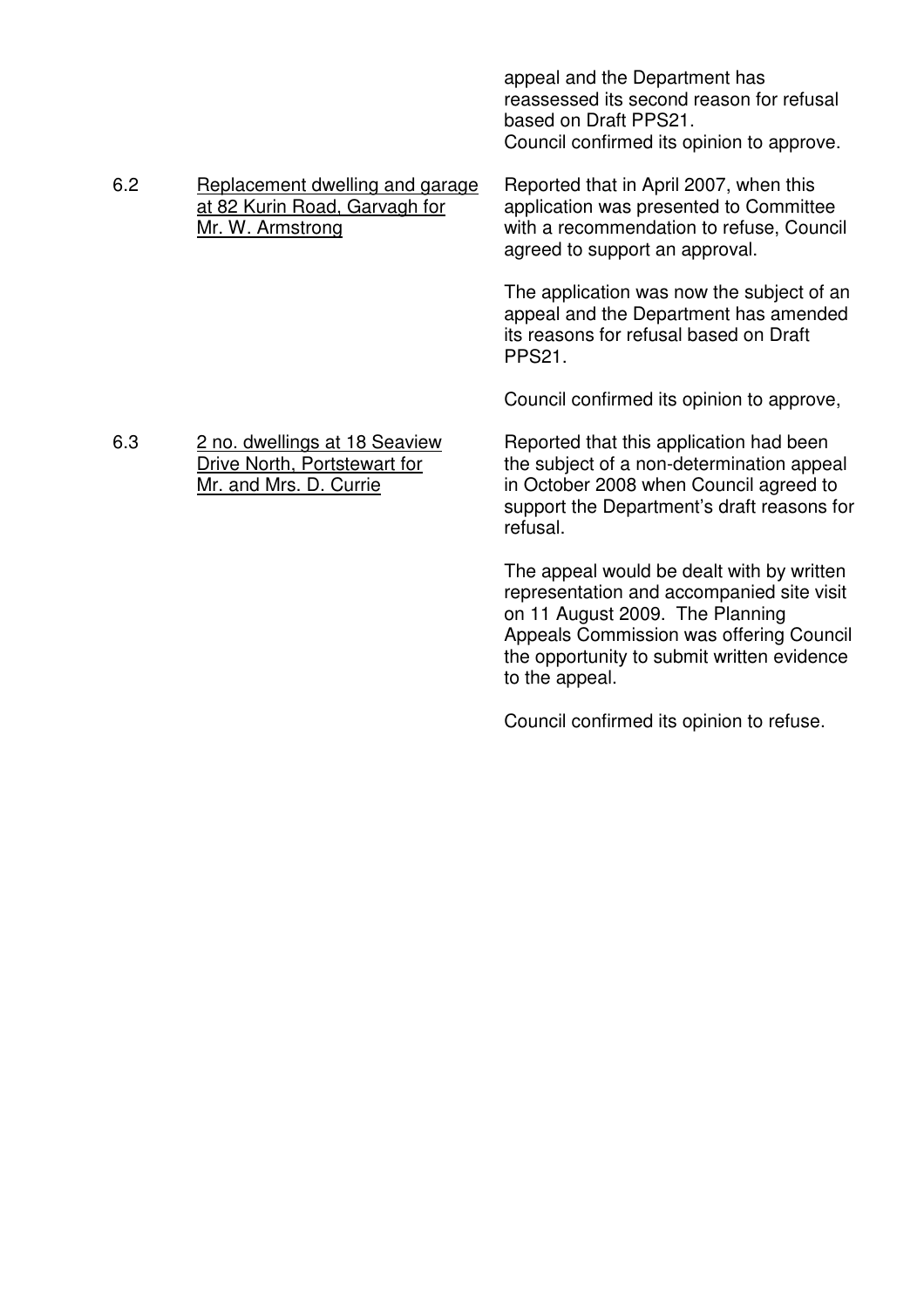appeal and the Department has reassessed its second reason for refusal based on Draft PPS21.
Council confirmed its opinion to approve.

6.2 Replacement dwelling and garage at 82 Kurin Road, Garvagh for Mr. W. Armstrong

Reported that in April 2007, when this application was presented to Committee with a recommendation to refuse, Council agreed to support an approval.

The application was now the subject of an appeal and the Department has amended its reasons for refusal based on Draft PPS21.

Council confirmed its opinion to approve,

6.3 2 no. dwellings at 18 Seaview Drive North, Portstewart for Mr. and Mrs. D. Currie

Reported that this application had been the subject of a non-determination appeal in October 2008 when Council agreed to support the Department's draft reasons for refusal.

The appeal would be dealt with by written representation and accompanied site visit on 11 August 2009. The Planning Appeals Commission was offering Council the opportunity to submit written evidence to the appeal.

Council confirmed its opinion to refuse.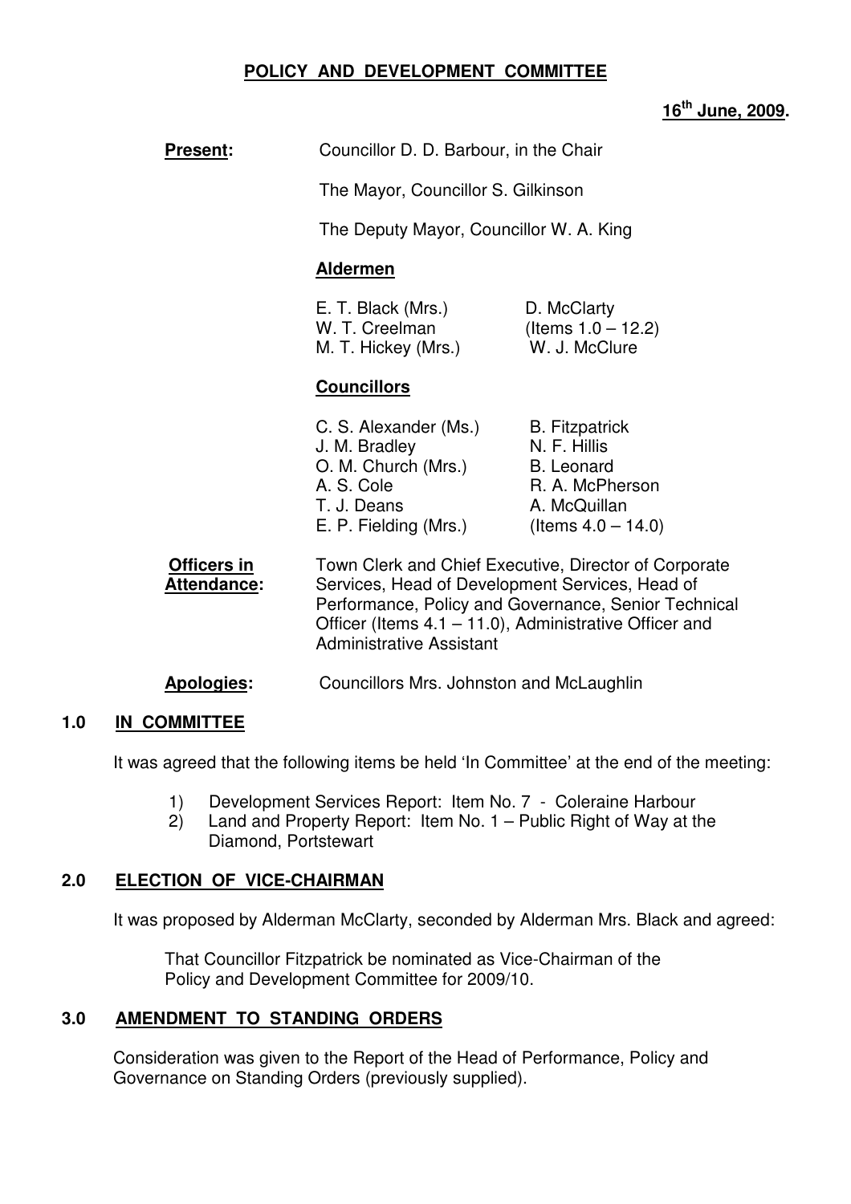# POLICY AND DEVELOPMENT COMMITTEE

**16th June, 2009.**

**Present:** Councillor D. D. Barbour, in the Chair

The Mayor, Councillor S. Gilkinson

The Deputy Mayor, Councillor W. A. King

**Aldermen**

| | |
|---|---|
| E. T. Black (Mrs.) | D. McClarty |
| W. T. Creelman | (Items 1.0 – 12.2) |
| M. T. Hickey (Mrs.) | W. J. McClure |

**Councillors**

| | |
|---|---|
| C. S. Alexander (Ms.) | B. Fitzpatrick |
| J. M. Bradley | N. F. Hillis |
| O. M. Church (Mrs.) | B. Leonard |
| A. S. Cole | R. A. McPherson |
| T. J. Deans | A. McQuillan |
| E. P. Fielding (Mrs.) | (Items 4.0 – 14.0) |

**Officers in Attendance:** Town Clerk and Chief Executive, Director of Corporate Services, Head of Development Services, Head of Performance, Policy and Governance, Senior Technical Officer (Items 4.1 – 11.0), Administrative Officer and Administrative Assistant

**Apologies:** Councillors Mrs. Johnston and McLaughlin

## 1.0 IN COMMITTEE

It was agreed that the following items be held 'In Committee' at the end of the meeting:

1) Development Services Report: Item No. 7 - Coleraine Harbour
2) Land and Property Report: Item No. 1 – Public Right of Way at the Diamond, Portstewart

## 2.0 ELECTION OF VICE-CHAIRMAN

It was proposed by Alderman McClarty, seconded by Alderman Mrs. Black and agreed:

That Councillor Fitzpatrick be nominated as Vice-Chairman of the Policy and Development Committee for 2009/10.

## 3.0 AMENDMENT TO STANDING ORDERS

Consideration was given to the Report of the Head of Performance, Policy and Governance on Standing Orders (previously supplied).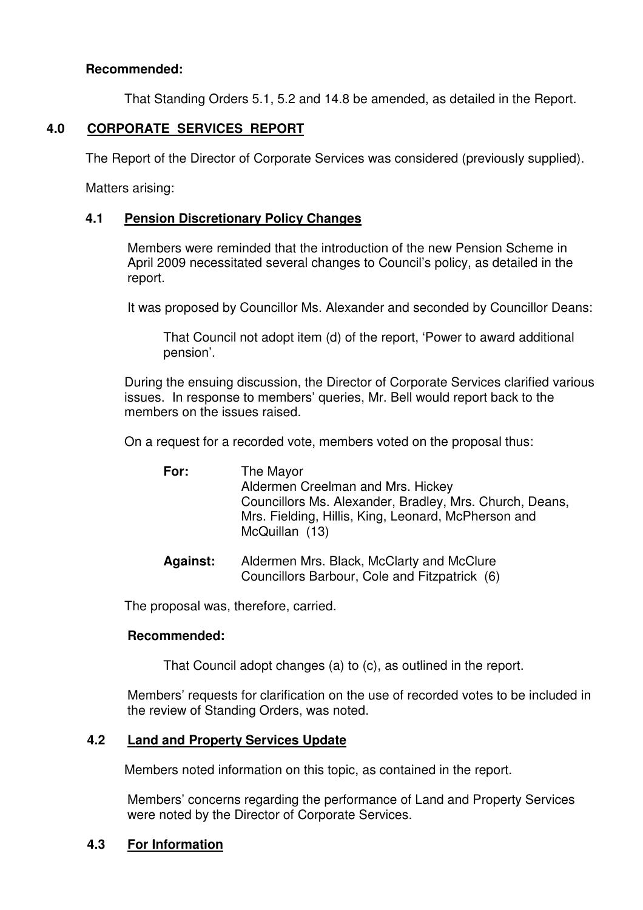**Recommended:**

That Standing Orders 5.1, 5.2 and 14.8 be amended, as detailed in the Report.

## 4.0 CORPORATE SERVICES REPORT

The Report of the Director of Corporate Services was considered (previously supplied).

Matters arising:

### 4.1 Pension Discretionary Policy Changes

Members were reminded that the introduction of the new Pension Scheme in April 2009 necessitated several changes to Council's policy, as detailed in the report.

It was proposed by Councillor Ms. Alexander and seconded by Councillor Deans:

That Council not adopt item (d) of the report, 'Power to award additional pension'.

During the ensuing discussion, the Director of Corporate Services clarified various issues. In response to members' queries, Mr. Bell would report back to the members on the issues raised.

On a request for a recorded vote, members voted on the proposal thus:

**For:** The Mayor
Aldermen Creelman and Mrs. Hickey
Councillors Ms. Alexander, Bradley, Mrs. Church, Deans, Mrs. Fielding, Hillis, King, Leonard, McPherson and McQuillan (13)

**Against:** Aldermen Mrs. Black, McClarty and McClure
Councillors Barbour, Cole and Fitzpatrick (6)

The proposal was, therefore, carried.

**Recommended:**

That Council adopt changes (a) to (c), as outlined in the report.

Members' requests for clarification on the use of recorded votes to be included in the review of Standing Orders, was noted.

### 4.2 Land and Property Services Update

Members noted information on this topic, as contained in the report.

Members' concerns regarding the performance of Land and Property Services were noted by the Director of Corporate Services.

### 4.3 For Information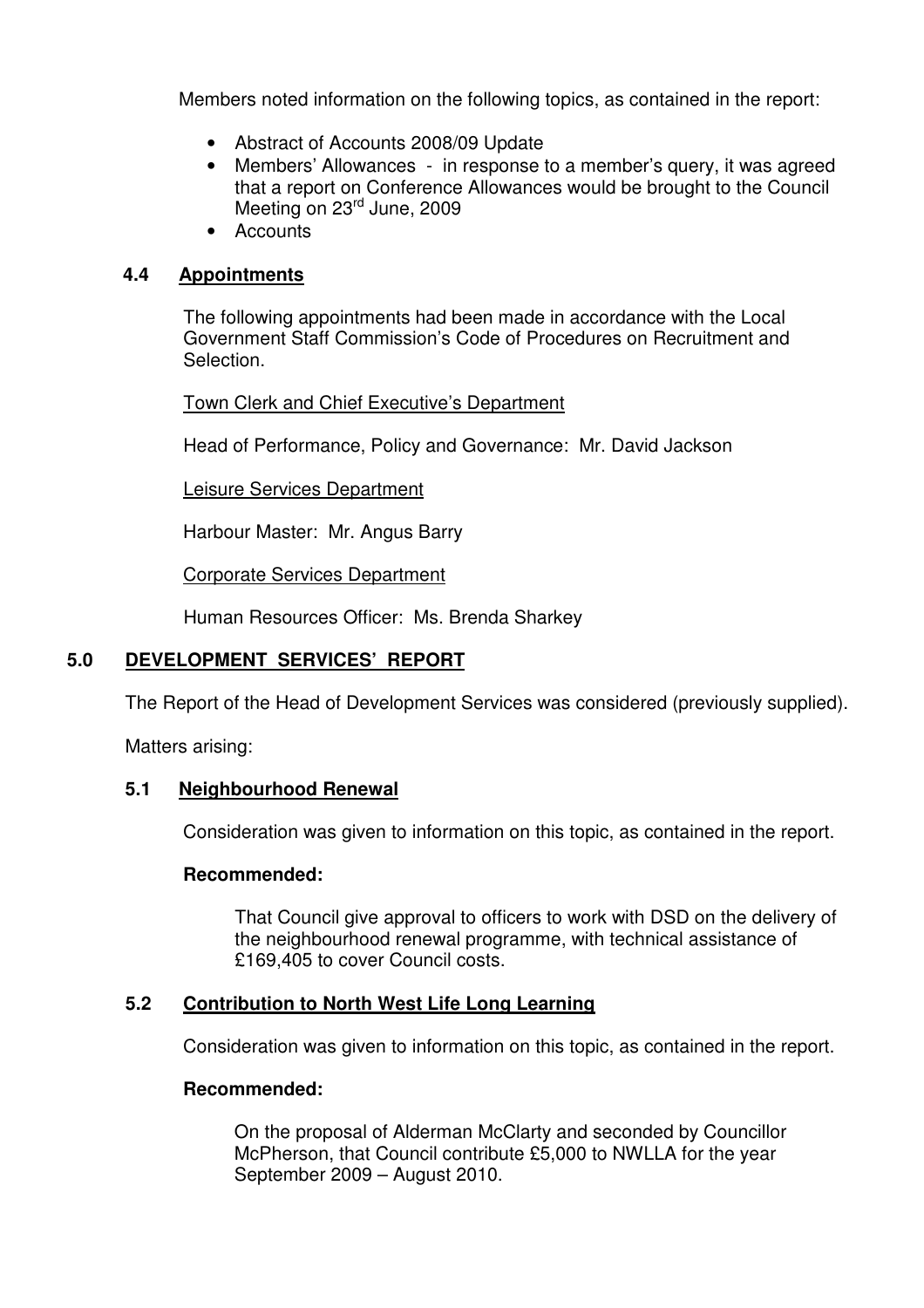Members noted information on the following topics, as contained in the report:

- Abstract of Accounts 2008/09 Update
- Members' Allowances - in response to a member's query, it was agreed that a report on Conference Allowances would be brought to the Council Meeting on 23rd June, 2009
- Accounts

### 4.4 Appointments

The following appointments had been made in accordance with the Local Government Staff Commission's Code of Procedures on Recruitment and Selection.

Town Clerk and Chief Executive's Department

Head of Performance, Policy and Governance: Mr. David Jackson

Leisure Services Department

Harbour Master: Mr. Angus Barry

Corporate Services Department

Human Resources Officer: Ms. Brenda Sharkey

## 5.0 DEVELOPMENT SERVICES' REPORT

The Report of the Head of Development Services was considered (previously supplied).

Matters arising:

### 5.1 Neighbourhood Renewal

Consideration was given to information on this topic, as contained in the report.

**Recommended:**

That Council give approval to officers to work with DSD on the delivery of the neighbourhood renewal programme, with technical assistance of £169,405 to cover Council costs.

### 5.2 Contribution to North West Life Long Learning

Consideration was given to information on this topic, as contained in the report.

**Recommended:**

On the proposal of Alderman McClarty and seconded by Councillor McPherson, that Council contribute £5,000 to NWLLA for the year September 2009 – August 2010.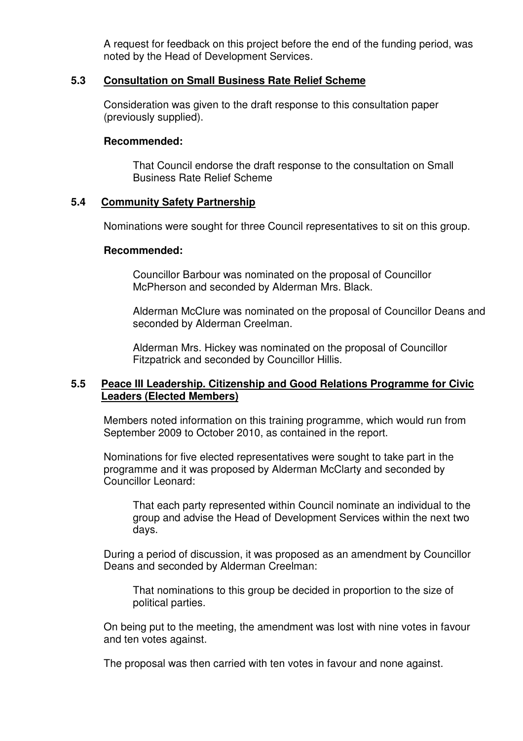A request for feedback on this project before the end of the funding period, was noted by the Head of Development Services.

### 5.3 Consultation on Small Business Rate Relief Scheme

Consideration was given to the draft response to this consultation paper (previously supplied).

**Recommended:**

That Council endorse the draft response to the consultation on Small Business Rate Relief Scheme

### 5.4 Community Safety Partnership

Nominations were sought for three Council representatives to sit on this group.

**Recommended:**

Councillor Barbour was nominated on the proposal of Councillor McPherson and seconded by Alderman Mrs. Black.

Alderman McClure was nominated on the proposal of Councillor Deans and seconded by Alderman Creelman.

Alderman Mrs. Hickey was nominated on the proposal of Councillor Fitzpatrick and seconded by Councillor Hillis.

### 5.5 Peace III Leadership. Citizenship and Good Relations Programme for Civic Leaders (Elected Members)

Members noted information on this training programme, which would run from September 2009 to October 2010, as contained in the report.

Nominations for five elected representatives were sought to take part in the programme and it was proposed by Alderman McClarty and seconded by Councillor Leonard:

That each party represented within Council nominate an individual to the group and advise the Head of Development Services within the next two days.

During a period of discussion, it was proposed as an amendment by Councillor Deans and seconded by Alderman Creelman:

That nominations to this group be decided in proportion to the size of political parties.

On being put to the meeting, the amendment was lost with nine votes in favour and ten votes against.

The proposal was then carried with ten votes in favour and none against.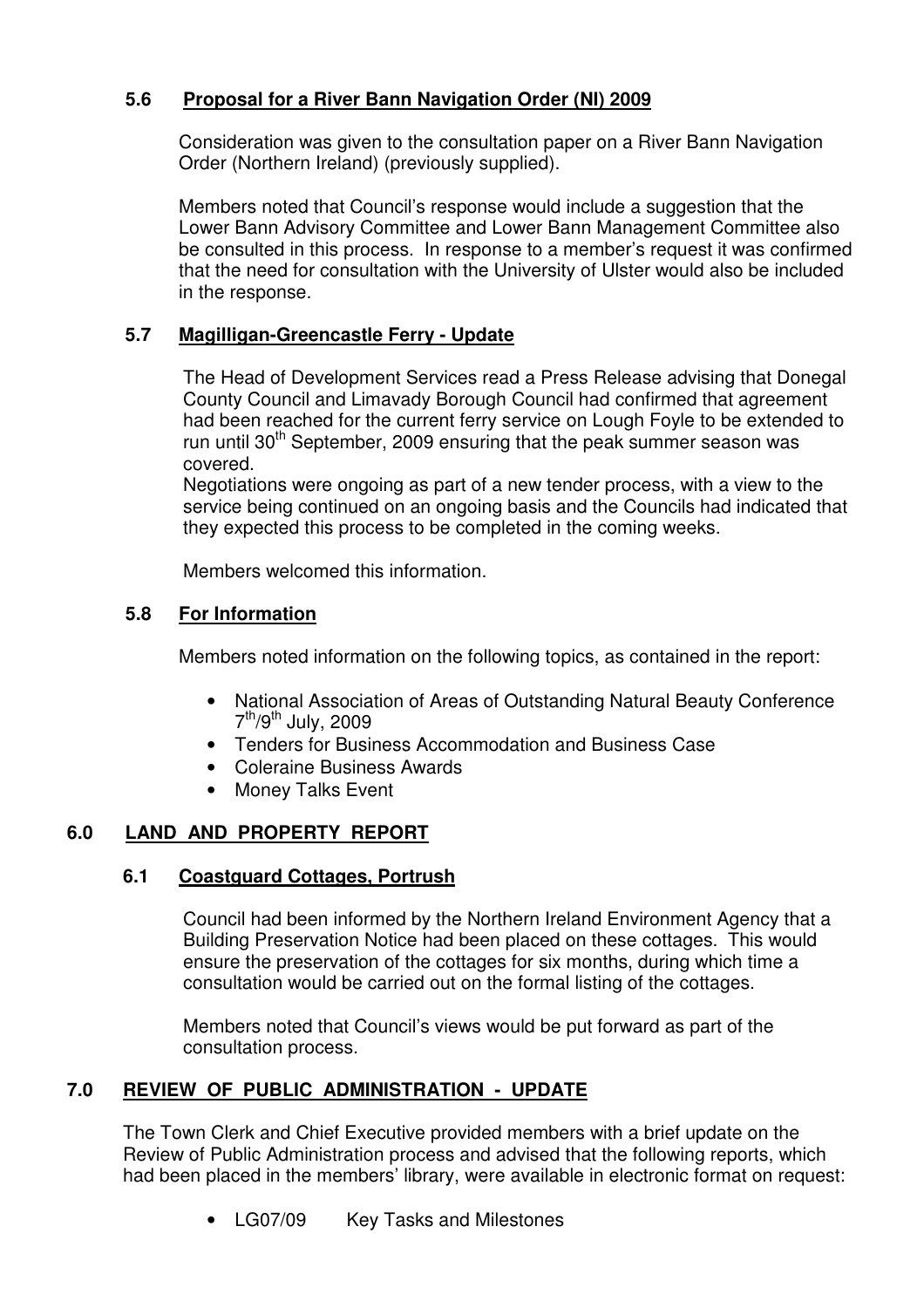### 5.6 Proposal for a River Bann Navigation Order (NI) 2009

Consideration was given to the consultation paper on a River Bann Navigation Order (Northern Ireland) (previously supplied).

Members noted that Council's response would include a suggestion that the Lower Bann Advisory Committee and Lower Bann Management Committee also be consulted in this process. In response to a member's request it was confirmed that the need for consultation with the University of Ulster would also be included in the response.

### 5.7 Magilligan-Greencastle Ferry - Update

The Head of Development Services read a Press Release advising that Donegal County Council and Limavady Borough Council had confirmed that agreement had been reached for the current ferry service on Lough Foyle to be extended to run until 30th September, 2009 ensuring that the peak summer season was covered.

Negotiations were ongoing as part of a new tender process, with a view to the service being continued on an ongoing basis and the Councils had indicated that they expected this process to be completed in the coming weeks.

Members welcomed this information.

### 5.8 For Information

Members noted information on the following topics, as contained in the report:

- National Association of Areas of Outstanding Natural Beauty Conference 7th/9th July, 2009
- Tenders for Business Accommodation and Business Case
- Coleraine Business Awards
- Money Talks Event

## 6.0 LAND AND PROPERTY REPORT

### 6.1 Coastguard Cottages, Portrush

Council had been informed by the Northern Ireland Environment Agency that a Building Preservation Notice had been placed on these cottages. This would ensure the preservation of the cottages for six months, during which time a consultation would be carried out on the formal listing of the cottages.

Members noted that Council's views would be put forward as part of the consultation process.

## 7.0 REVIEW OF PUBLIC ADMINISTRATION - UPDATE

The Town Clerk and Chief Executive provided members with a brief update on the Review of Public Administration process and advised that the following reports, which had been placed in the members' library, were available in electronic format on request:

- LG07/09 Key Tasks and Milestones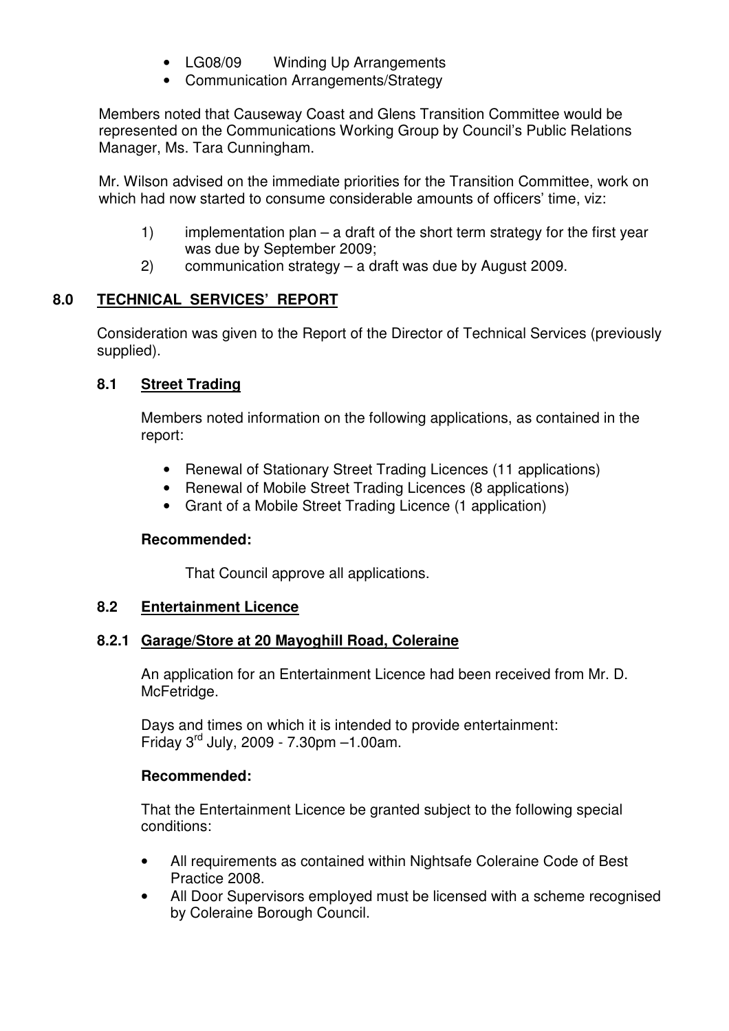- LG08/09 Winding Up Arrangements
- Communication Arrangements/Strategy

Members noted that Causeway Coast and Glens Transition Committee would be represented on the Communications Working Group by Council's Public Relations Manager, Ms. Tara Cunningham.

Mr. Wilson advised on the immediate priorities for the Transition Committee, work on which had now started to consume considerable amounts of officers' time, viz:

1) implementation plan – a draft of the short term strategy for the first year was due by September 2009;
2) communication strategy – a draft was due by August 2009.

## 8.0 TECHNICAL SERVICES' REPORT

Consideration was given to the Report of the Director of Technical Services (previously supplied).

### 8.1 Street Trading

Members noted information on the following applications, as contained in the report:

- Renewal of Stationary Street Trading Licences (11 applications)
- Renewal of Mobile Street Trading Licences (8 applications)
- Grant of a Mobile Street Trading Licence (1 application)

**Recommended:**

That Council approve all applications.

### 8.2 Entertainment Licence

#### 8.2.1 Garage/Store at 20 Mayoghill Road, Coleraine

An application for an Entertainment Licence had been received from Mr. D. McFetridge.

Days and times on which it is intended to provide entertainment:
Friday 3rd July, 2009 - 7.30pm –1.00am.

**Recommended:**

That the Entertainment Licence be granted subject to the following special conditions:

- All requirements as contained within Nightsafe Coleraine Code of Best Practice 2008.
- All Door Supervisors employed must be licensed with a scheme recognised by Coleraine Borough Council.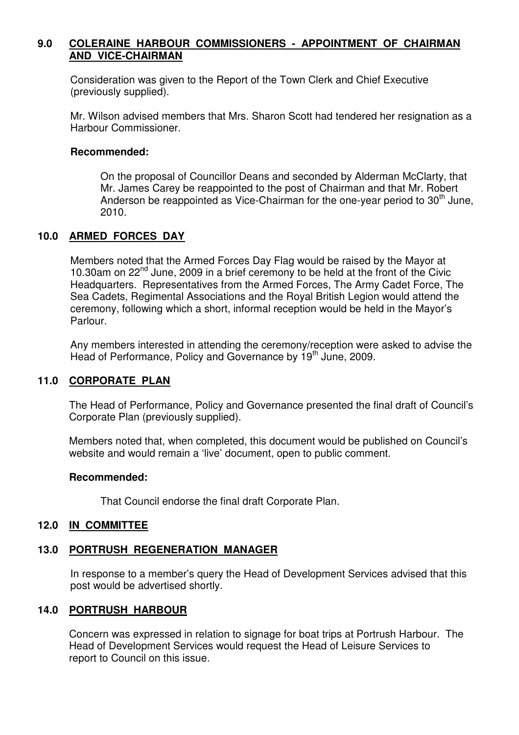## 9.0 COLERAINE HARBOUR COMMISSIONERS - APPOINTMENT OF CHAIRMAN AND VICE-CHAIRMAN

Consideration was given to the Report of the Town Clerk and Chief Executive (previously supplied).

Mr. Wilson advised members that Mrs. Sharon Scott had tendered her resignation as a Harbour Commissioner.

**Recommended:**

On the proposal of Councillor Deans and seconded by Alderman McClarty, that Mr. James Carey be reappointed to the post of Chairman and that Mr. Robert Anderson be reappointed as Vice-Chairman for the one-year period to 30th June, 2010.

## 10.0 ARMED FORCES DAY

Members noted that the Armed Forces Day Flag would be raised by the Mayor at 10.30am on 22nd June, 2009 in a brief ceremony to be held at the front of the Civic Headquarters. Representatives from the Armed Forces, The Army Cadet Force, The Sea Cadets, Regimental Associations and the Royal British Legion would attend the ceremony, following which a short, informal reception would be held in the Mayor's Parlour.

Any members interested in attending the ceremony/reception were asked to advise the Head of Performance, Policy and Governance by 19th June, 2009.

## 11.0 CORPORATE PLAN

The Head of Performance, Policy and Governance presented the final draft of Council's Corporate Plan (previously supplied).

Members noted that, when completed, this document would be published on Council's website and would remain a 'live' document, open to public comment.

**Recommended:**

That Council endorse the final draft Corporate Plan.

## 12.0 IN COMMITTEE

## 13.0 PORTRUSH REGENERATION MANAGER

In response to a member's query the Head of Development Services advised that this post would be advertised shortly.

## 14.0 PORTRUSH HARBOUR

Concern was expressed in relation to signage for boat trips at Portrush Harbour. The Head of Development Services would request the Head of Leisure Services to report to Council on this issue.